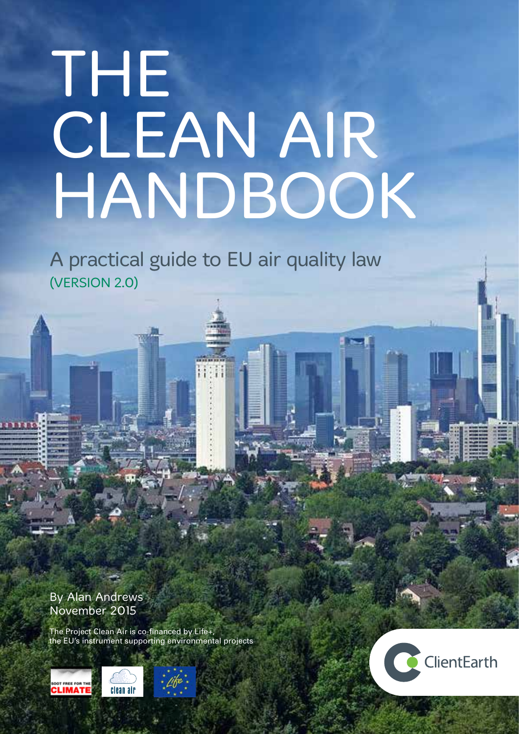# THE CLEAN AIR HANDBOOK

## A practical guide to EU air quality law

(VERSION 2.0)

By Alan Andrews
November 2015

The Project Clean Air is co-financed by Life+, the EU's instrument supporting environmental projects

SOOT FREE FOR THE CLIMATE

clean air

Life

ClientEarth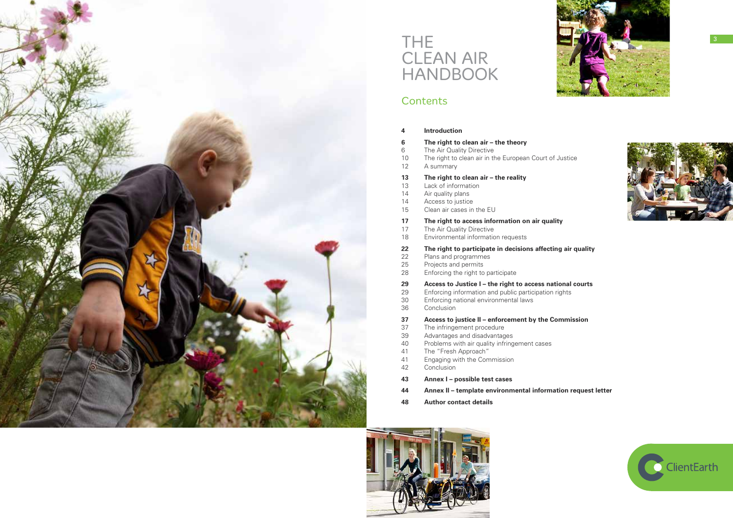# THE CLEAN AIR HANDBOOK

## Contents

**4 Introduction**

**6 The right to clean air – the theory**
6 The Air Quality Directive
10 The right to clean air in the European Court of Justice
12 A summary

**13 The right to clean air – the reality**
13 Lack of information
14 Air quality plans
14 Access to justice
15 Clean air cases in the EU

**17 The right to access information on air quality**
17 The Air Quality Directive
18 Environmental information requests

**22 The right to participate in decisions affecting air quality**
22 Plans and programmes
25 Projects and permits
28 Enforcing the right to participate

**29 Access to Justice I – the right to access national courts**
29 Enforcing information and public participation rights
30 Enforcing national environmental laws
36 Conclusion

**37 Access to justice II – enforcement by the Commission**
37 The infringement procedure
39 Advantages and disadvantages
40 Problems with air quality infringement cases
41 The "Fresh Approach"
41 Engaging with the Commission
42 Conclusion

**43 Annex I – possible test cases**

**44 Annex II – template environmental information request letter**

**48 Author contact details**

ClientEarth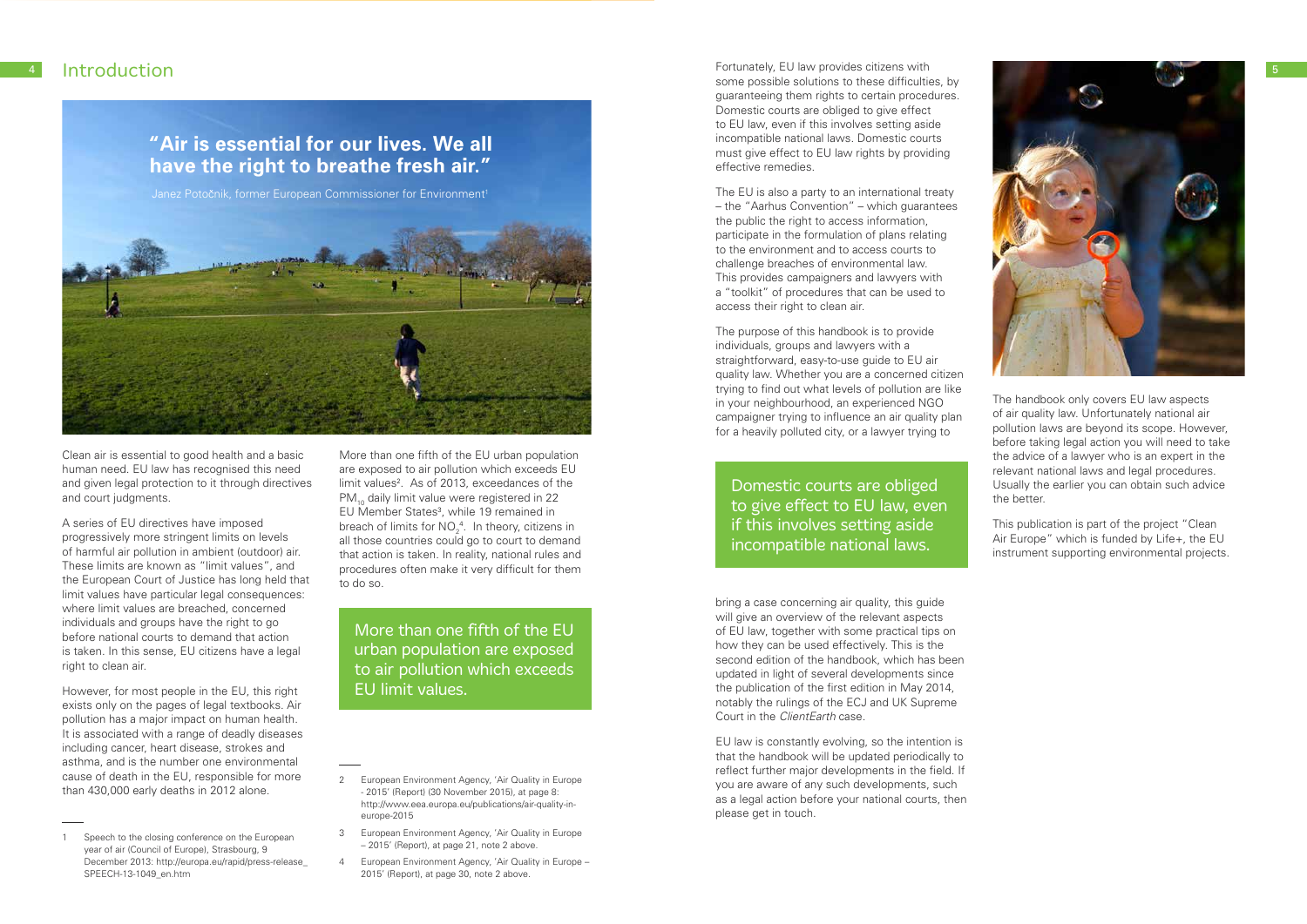# Introduction

> **"Air is essential for our lives. We all have the right to breathe fresh air."**
>
> Janez Potočnik, former European Commissioner for Environment[1]

Clean air is essential to good health and a basic human need. EU law has recognised this need and given legal protection to it through directives and court judgments.

A series of EU directives have imposed progressively more stringent limits on levels of harmful air pollution in ambient (outdoor) air. These limits are known as "limit values", and the European Court of Justice has long held that limit values have particular legal consequences: where limit values are breached, concerned individuals and groups have the right to go before national courts to demand that action is taken. In this sense, EU citizens have a legal right to clean air.

However, for most people in the EU, this right exists only on the pages of legal textbooks. Air pollution has a major impact on human health. It is associated with a range of deadly diseases including cancer, heart disease, strokes and asthma, and is the number one environmental cause of death in the EU, responsible for more than 430,000 early deaths in 2012 alone.

More than one fifth of the EU urban population are exposed to air pollution which exceeds EU limit values[2]. As of 2013, exceedances of the $PM_{10}$ daily limit value were registered in 22 EU Member States[3], while 19 remained in breach of limits for $NO_2$[4]. In theory, citizens in all those countries could go to court to demand that action is taken. In reality, national rules and procedures often make it very difficult for them to do so.

> More than one fifth of the EU urban population are exposed to air pollution which exceeds EU limit values.

Fortunately, EU law provides citizens with some possible solutions to these difficulties, by guaranteeing them rights to certain procedures. Domestic courts are obliged to give effect to EU law, even if this involves setting aside incompatible national laws. Domestic courts must give effect to EU law rights by providing effective remedies.

The EU is also a party to an international treaty – the "Aarhus Convention" – which guarantees the public the right to access information, participate in the formulation of plans relating to the environment and to access courts to challenge breaches of environmental law. This provides campaigners and lawyers with a "toolkit" of procedures that can be used to access their right to clean air.

The purpose of this handbook is to provide individuals, groups and lawyers with a straightforward, easy-to-use guide to EU air quality law. Whether you are a concerned citizen trying to find out what levels of pollution are like in your neighbourhood, an experienced NGO campaigner trying to influence an air quality plan for a heavily polluted city, or a lawyer trying to bring a case concerning air quality, this guide will give an overview of the relevant aspects of EU law, together with some practical tips on how they can be used effectively. This is the second edition of the handbook, which has been updated in light of several developments since the publication of the first edition in May 2014, notably the rulings of the ECJ and UK Supreme Court in the *ClientEarth* case.

> Domestic courts are obliged to give effect to EU law, even if this involves setting aside incompatible national laws.

EU law is constantly evolving, so the intention is that the handbook will be updated periodically to reflect further major developments in the field. If you are aware of any such developments, such as a legal action before your national courts, then please get in touch.

The handbook only covers EU law aspects of air quality law. Unfortunately national air pollution laws are beyond its scope. However, before taking legal action you will need to take the advice of a lawyer who is an expert in the relevant national laws and legal procedures. Usually the earlier you can obtain such advice the better.

This publication is part of the project "Clean Air Europe" which is funded by Life+, the EU instrument supporting environmental projects.

---

1 Speech to the closing conference on the European year of air (Council of Europe), Strasbourg, 9 December 2013: http://europa.eu/rapid/press-release_SPEECH-13-1049_en.htm

2 European Environment Agency, 'Air Quality in Europe - 2015' (Report) (30 November 2015), at page 8: http://www.eea.europa.eu/publications/air-quality-in-europe-2015

3 European Environment Agency, 'Air Quality in Europe – 2015' (Report), at page 21, note 2 above.

4 European Environment Agency, 'Air Quality in Europe – 2015' (Report), at page 30, note 2 above.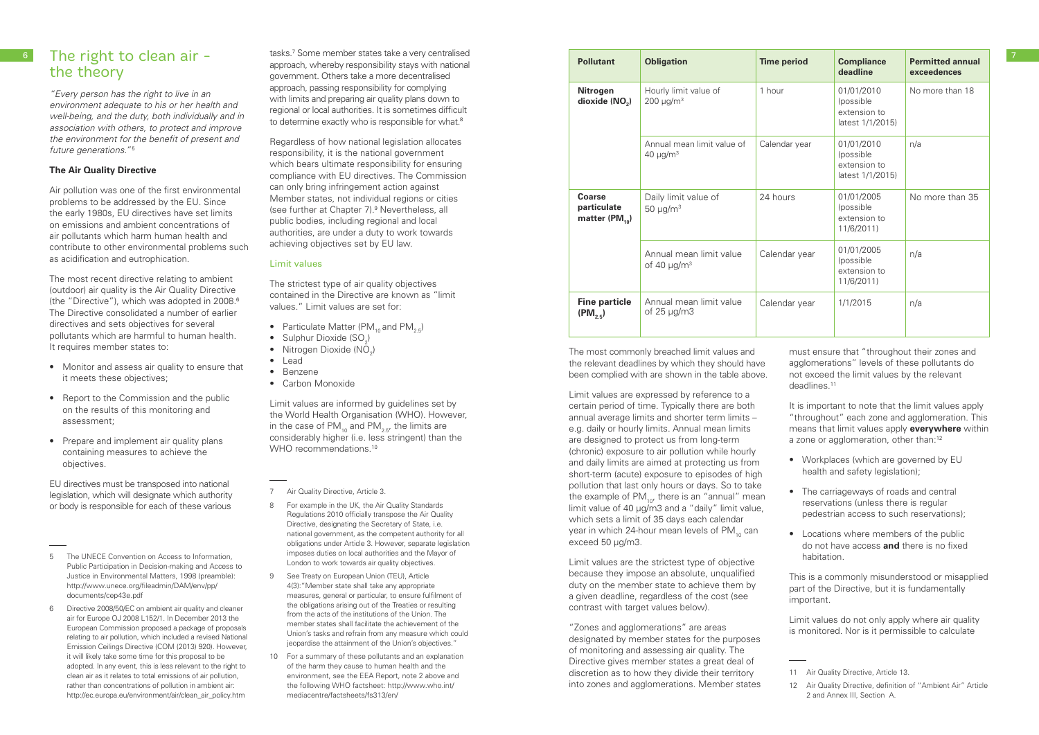# The right to clean air - the theory

*"Every person has the right to live in an environment adequate to his or her health and well-being, and the duty, both individually and in association with others, to protect and improve the environment for the benefit of present and future generations."*[5]

### The Air Quality Directive

Air pollution was one of the first environmental problems to be addressed by the EU. Since the early 1980s, EU directives have set limits on emissions and ambient concentrations of air pollutants which harm human health and contribute to other environmental problems such as acidification and eutrophication.

The most recent directive relating to ambient (outdoor) air quality is the Air Quality Directive (the "Directive"), which was adopted in 2008.[6] The Directive consolidated a number of earlier directives and sets objectives for several pollutants which are harmful to human health. It requires member states to:

- Monitor and assess air quality to ensure that it meets these objectives;
- Report to the Commission and the public on the results of this monitoring and assessment;
- Prepare and implement air quality plans containing measures to achieve the objectives.

EU directives must be transposed into national legislation, which will designate which authority or body is responsible for each of these various tasks.[7] Some member states take a very centralised approach, whereby responsibility stays with national government. Others take a more decentralised approach, passing responsibility for complying with limits and preparing air quality plans down to regional or local authorities. It is sometimes difficult to determine exactly who is responsible for what.[8]

Regardless of how national legislation allocates responsibility, it is the national government which bears ultimate responsibility for ensuring compliance with EU directives. The Commission can only bring infringement action against Member states, not individual regions or cities (see further at Chapter 7).[9] Nevertheless, all public bodies, including regional and local authorities, are under a duty to work towards achieving objectives set by EU law.

### Limit values

The strictest type of air quality objectives contained in the Directive are known as "limit values." Limit values are set for:

- Particulate Matter ($PM_{10}$ and $PM_{2.5}$)
- Sulphur Dioxide ($SO_2$)
- Nitrogen Dioxide ($NO_2$)
- Lead
- Benzene
- Carbon Monoxide

Limit values are informed by guidelines set by the World Health Organisation (WHO). However, in the case of $PM_{10}$ and $PM_{2.5}$, the limits are considerably higher (i.e. less stringent) than the WHO recommendations.[10]

| Pollutant | Obligation | Time period | Compliance deadline | Permitted annual exceedences |
|---|---|---|---|---|
| **Nitrogen dioxide ($NO_2$)** | Hourly limit value of 200 µg/m³ | 1 hour | 01/01/2010 (possible extension to latest 1/1/2015) | No more than 18 |
| | Annual mean limit value of 40 µg/m³ | Calendar year | 01/01/2010 (possible extension to latest 1/1/2015) | n/a |
| **Coarse particulate matter ($PM_{10}$)** | Daily limit value of 50 µg/m³ | 24 hours | 01/01/2005 (possible extension to 11/6/2011) | No more than 35 |
| | Annual mean limit value of 40 µg/m³ | Calendar year | 01/01/2005 (possible extension to 11/6/2011) | n/a |
| **Fine particle ($PM_{2.5}$)** | Annual mean limit value of 25 µg/m3 | Calendar year | 1/1/2015 | n/a |

The most commonly breached limit values and the relevant deadlines by which they should have been complied with are shown in the table above.

Limit values are expressed by reference to a certain period of time. Typically there are both annual average limits and shorter term limits – e.g. daily or hourly limits. Annual mean limits are designed to protect us from long-term (chronic) exposure to air pollution while hourly and daily limits are aimed at protecting us from short-term (acute) exposure to episodes of high pollution that last only hours or days. So to take the example of $PM_{10}$, there is an "annual" mean limit value of 40 µg/m3 and a "daily" limit value, which sets a limit of 35 days each calendar year in which 24-hour mean levels of $PM_{10}$ can exceed 50 µg/m3.

Limit values are the strictest type of objective because they impose an absolute, unqualified duty on the member state to achieve them by a given deadline, regardless of the cost (see contrast with target values below).

"Zones and agglomerations" are areas designated by member states for the purposes of monitoring and assessing air quality. The Directive gives member states a great deal of discretion as to how they divide their territory into zones and agglomerations. Member states must ensure that "throughout their zones and agglomerations" levels of these pollutants do not exceed the limit values by the relevant deadlines.[11]

It is important to note that the limit values apply "throughout" each zone and agglomeration. This means that limit values apply **everywhere** within a zone or agglomeration, other than:[12]

- Workplaces (which are governed by EU health and safety legislation);
- The carriageways of roads and central reservations (unless there is regular pedestrian access to such reservations);
- Locations where members of the public do not have access **and** there is no fixed habitation.

This is a commonly misunderstood or misapplied part of the Directive, but it is fundamentally important.

Limit values do not only apply where air quality is monitored. Nor is it permissible to calculate

---

5 The UNECE Convention on Access to Information, Public Participation in Decision-making and Access to Justice in Environmental Matters, 1998 (preamble): http://www.unece.org/fileadmin/DAM/env/pp/documents/cep43e.pdf

6 Directive 2008/50/EC on ambient air quality and cleaner air for Europe OJ 2008 L152/1. In December 2013 the European Commission proposed a package of proposals relating to air pollution, which included a revised National Emission Ceilings Directive (COM (2013) 920). However, it will likely take some time for this proposal to be adopted. In any event, this is less relevant to the right to clean air as it relates to total emissions of air pollution, rather than concentrations of pollution in ambient air: http://ec.europa.eu/environment/air/clean_air_policy.htm

7 Air Quality Directive, Article 3.

8 For example in the UK, the Air Quality Standards Regulations 2010 officially transpose the Air Quality Directive, designating the Secretary of State, i.e. national government, as the competent authority for all obligations under Article 3. However, separate legislation imposes duties on local authorities and the Mayor of London to work towards air quality objectives.

9 See Treaty on European Union (TEU), Article 4(3):"Member state shall take any appropriate measures, general or particular, to ensure fulfilment of the obligations arising out of the Treaties or resulting from the acts of the institutions of the Union. The member states shall facilitate the achievement of the Union's tasks and refrain from any measure which could jeopardise the attainment of the Union's objectives."

10 For a summary of these pollutants and an explanation of the harm they cause to human health and the environment, see the EEA Report, note 2 above and the following WHO factsheet: http://www.who.int/mediacentre/factsheets/fs313/en/

11 Air Quality Directive, Article 13.

12 Air Quality Directive, definition of "Ambient Air" Article 2 and Annex III, Section A.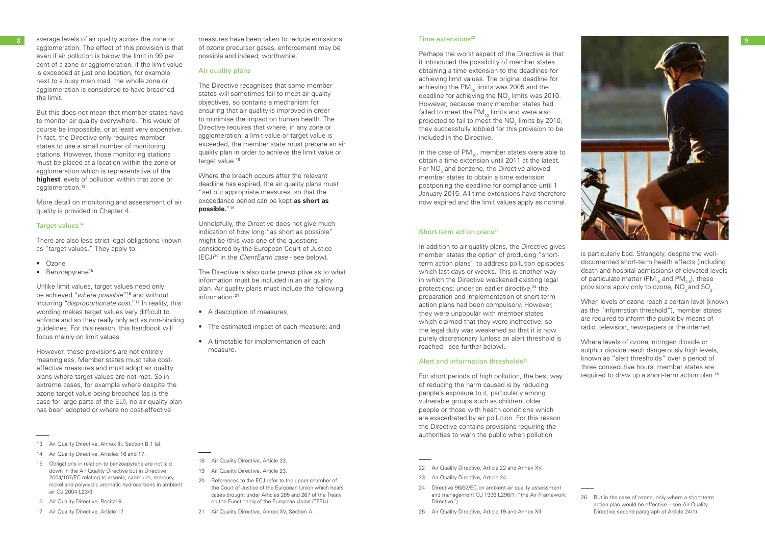average levels of air quality across the zone or agglomeration. The effect of this provision is that even if air pollution is below the limit in 99 per cent of a zone or agglomeration, if the limit value is exceeded at just one location, for example next to a busy main road, the whole zone or agglomeration is considered to have breached the limit.

But this does not mean that member states have to monitor air quality everywhere. This would of course be impossible, or at least very expensive. In fact, the Directive only requires member states to use a small number of monitoring stations. However, those monitoring stations must be placed at a location within the zone or agglomeration which is representative of the **highest** levels of pollution within that zone or agglomeration.[13]

More detail on monitoring and assessment of air quality is provided in Chapter 4.

### Target values[14]

There are also less strict legal obligations known as "target values." They apply to:

- Ozone
- Benzoapyrene[15]

Unlike limit values, target values need only be achieved "*where possible*"[16] and without incurring "*disproportionate cost*."[17] In reality, this wording makes target values very difficult to enforce and so they really only act as non-binding guidelines. For this reason, this handbook will focus mainly on limit values.

However, these provisions are not entirely meaningless. Member states must take cost-effective measures and must adopt air quality plans where target values are not met. So in extreme cases, for example where despite the ozone target value being breached (as is the case for large parts of the EU), no air quality plan has been adopted or where no cost-effective measures have been taken to reduce emissions of ozone precursor gases, enforcement may be possible and indeed, worthwhile.

### Air quality plans

The Directive recognises that some member states will sometimes fail to meet air quality objectives, so contains a mechanism for ensuring that air quality is improved in order to minimise the impact on human health. The Directive requires that where, in any zone or agglomeration, a limit value or target value is exceeded, the member state must prepare an air quality plan in order to achieve the limit value or target value.[18]

Where the breach occurs after the relevant deadline has expired, the air quality plans must "set out appropriate measures, so that the exceedance period can be kept **as short as possible.**"[19]

Unhelpfully, the Directive does not give much indication of how long "as short as possible" might be (this was one of the questions considered by the European Court of Justice (ECJ)[20] in the *ClientEarth case* - see below).

The Directive is also quite prescriptive as to what information must be included in an air quality plan. Air quality plans must include the following information:[21]

- A description of measures;
- The estimated impact of each measure; and
- A timetable for implementation of each measure.

### Time extensions[22]

Perhaps the worst aspect of the Directive is that it introduced the possibility of member states obtaining a time extension to the deadlines for achieving limit values. The original deadline for achieving the $PM_{10}$ limits was 2005 and the deadline for achieving the $NO_2$ limits was 2010. However, because many member states had failed to meet the $PM_{10}$ limits and were also projected to fail to meet the $NO_2$ limits by 2010, they successfully lobbied for this provision to be included in the Directive.

In the case of $PM_{10}$, member states were able to obtain a time extension until 2011 at the latest. For $NO_2$ and benzene, the Directive allowed member states to obtain a time extension postponing the deadline for compliance until 1 January 2015. All time extensions have therefore now expired and the limit values apply as normal.

### Short-term action plans[23]

In addition to air quality plans, the Directive gives member states the option of producing "short-term action plans" to address pollution episodes which last days or weeks. This is another way in which the Directive weakened existing legal protections: under an earlier directive,[24] the preparation and implementation of short-term action plans had been compulsory. However, they were unpopular with member states which claimed that they were ineffective, so the legal duty was weakened so that it is now purely discretionary (unless an alert threshold is reached - see further below).

### Alert and information thresholds[25]

For short periods of high pollution, the best way of reducing the harm caused is by reducing people's exposure to it, particularly among vulnerable groups such as children, older people or those with health conditions which are exacerbated by air pollution. For this reason the Directive contains provisions requiring the authorities to warn the public when pollution is particularly bad. Strangely, despite the well-documented short-term health effects (including death and hospital admissions) of elevated levels of particulate matter ($PM_{10}$ and $PM_{2.5}$), these provisions apply only to ozone, $NO_2$ and $SO_2$.

When levels of ozone reach a certain level (known as the "information threshold"), member states are required to inform the public by means of radio, television, newspapers or the internet.

Where levels of ozone, nitrogen dioxide or sulphur dioxide reach dangerously high levels, known as "alert thresholds" over a period of three consecutive hours, member states are required to draw up a short-term action plan.[26]

---

13 Air Quality Directive, Annex III, Section B.1 (a).

14 Air Quality Directive, Articles 16 and 17.

15 Obligations in relation to benzoapyrene are not laid down in the Air Quality Directive but in Directive 2004/107/EC relating to arsenic, cadmium, mercury, nickel and polycyclic aromatic hydrocarbons in ambient air OJ 2004 L23/3.

16 Air Quality Directive, Recital 9.

17 Air Quality Directive, Article 17.

18 Air Quality Directive, Article 23.

19 Air Quality Directive, Article 23.

20 References to the ECJ refer to the upper chamber of the Court of Justice of the European Union which hears cases brought under Articles 285 and 267 of the Treaty on the Functioning of the European Union (TFEU).

21 Air Quality Directive, Annex XV, Section A.

22 Air Quality Directive, Article 22 and Annex XV.

23 Air Quality Directive, Article 24.

24 Directive 96/62/EC on ambient air quality assessment and management OJ 1996 L296/1 ("the Air Framework Directive").

25 Air Quality Directive, Article 19 and Annex XII.

26 But in the case of ozone, only where a short-term action plan would be effective – see Air Quality Directive second paragraph of Article 24(1).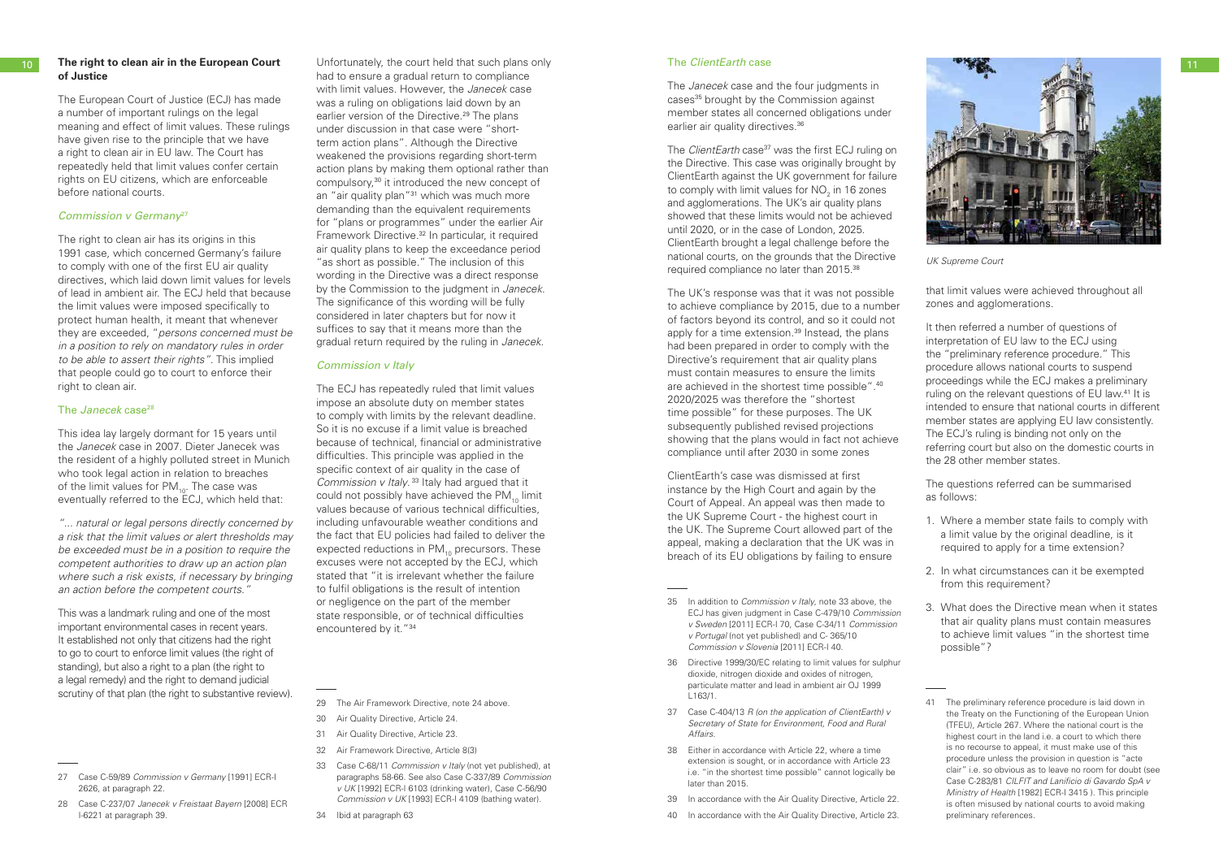## The right to clean air in the European Court of Justice

The European Court of Justice (ECJ) has made a number of important rulings on the legal meaning and effect of limit values. These rulings have given rise to the principle that we have a right to clean air in EU law. The Court has repeatedly held that limit values confer certain rights on EU citizens, which are enforceable before national courts.

### *Commission v Germany*[27]

The right to clean air has its origins in this 1991 case, which concerned Germany's failure to comply with one of the first EU air quality directives, which laid down limit values for levels of lead in ambient air. The ECJ held that because the limit values were imposed specifically to protect human health, it meant that whenever they are exceeded, "*persons concerned must be in a position to rely on mandatory rules in order to be able to assert their rights*". This implied that people could go to court to enforce their right to clean air.

### The *Janecek* case[28]

This idea lay largely dormant for 15 years until the *Janecek* case in 2007. Dieter Janecek was the resident of a highly polluted street in Munich who took legal action in relation to breaches of the limit values for $PM_{10}$. The case was eventually referred to the ECJ, which held that:

*"... natural or legal persons directly concerned by a risk that the limit values or alert thresholds may be exceeded must be in a position to require the competent authorities to draw up an action plan where such a risk exists, if necessary by bringing an action before the competent courts."*

This was a landmark ruling and one of the most important environmental cases in recent years. It established not only that citizens had the right to go to court to enforce limit values (the right of standing), but also a right to a plan (the right to a legal remedy) and the right to demand judicial scrutiny of that plan (the right to substantive review).

Unfortunately, the court held that such plans only had to ensure a gradual return to compliance with limit values. However, the *Janecek* case was a ruling on obligations laid down by an earlier version of the Directive.[29] The plans under discussion in that case were "short-term action plans". Although the Directive weakened the provisions regarding short-term action plans by making them optional rather than compulsory,[30] it introduced the new concept of an "air quality plan"[31] which was much more demanding than the equivalent requirements for "plans or programmes" under the earlier Air Framework Directive.[32] In particular, it required air quality plans to keep the exceedance period "as short as possible." The inclusion of this wording in the Directive was a direct response by the Commission to the judgment in *Janecek*. The significance of this wording will be fully considered in later chapters but for now it suffices to say that it means more than the gradual return required by the ruling in *Janecek*.

### *Commission v Italy*

The ECJ has repeatedly ruled that limit values impose an absolute duty on member states to comply with limits by the relevant deadline. So it is no excuse if a limit value is breached because of technical, financial or administrative difficulties. This principle was applied in the specific context of air quality in the case of *Commission v Italy*.[33] Italy had argued that it could not possibly have achieved the $PM_{10}$ limit values because of various technical difficulties, including unfavourable weather conditions and the fact that EU policies had failed to deliver the expected reductions in $PM_{10}$ precursors. These excuses were not accepted by the ECJ, which stated that "it is irrelevant whether the failure to fulfil obligations is the result of intention or negligence on the part of the member state responsible, or of technical difficulties encountered by it."[34]

### The *ClientEarth* case

The *Janecek* case and the four judgments in cases[35] brought by the Commission against member states all concerned obligations under earlier air quality directives.[36]

The *ClientEarth* case[37] was the first ECJ ruling on the Directive. This case was originally brought by ClientEarth against the UK government for failure to comply with limit values for $NO_2$ in 16 zones and agglomerations. The UK's air quality plans showed that these limits would not be achieved until 2020, or in the case of London, 2025. ClientEarth brought a legal challenge before the national courts, on the grounds that the Directive required compliance no later than 2015.[38]

The UK's response was that it was not possible to achieve compliance by 2015, due to a number of factors beyond its control, and so it could not apply for a time extension.[39] Instead, the plans had been prepared in order to comply with the Directive's requirement that air quality plans must contain measures to ensure the limits are achieved in the shortest time possible".[40] 2020/2025 was therefore the "shortest time possible" for these purposes. The UK subsequently published revised projections showing that the plans would in fact not achieve compliance until after 2030 in some zones

ClientEarth's case was dismissed at first instance by the High Court and again by the Court of Appeal. An appeal was then made to the UK Supreme Court - the highest court in the UK. The Supreme Court allowed part of the appeal, making a declaration that the UK was in breach of its EU obligations by failing to ensure that limit values were achieved throughout all zones and agglomerations.

UK Supreme Court

It then referred a number of questions of interpretation of EU law to the ECJ using the "preliminary reference procedure." This procedure allows national courts to suspend proceedings while the ECJ makes a preliminary ruling on the relevant questions of EU law.[41] It is intended to ensure that national courts in different member states are applying EU law consistently. The ECJ's ruling is binding not only on the referring court but also on the domestic courts in the 28 other member states.

The questions referred can be summarised as follows:

1. Where a member state fails to comply with a limit value by the original deadline, is it required to apply for a time extension?
2. In what circumstances can it be exempted from this requirement?
3. What does the Directive mean when it states that air quality plans must contain measures to achieve limit values "in the shortest time possible"?

---

27 Case C-59/89 *Commission v Germany* [1991] ECR-I 2626, at paragraph 22.

28 Case C-237/07 *Janecek v Freistaat Bayern* [2008] ECR I-6221 at paragraph 39.

29 The Air Framework Directive, note 24 above.

30 Air Quality Directive, Article 24.

31 Air Quality Directive, Article 23.

32 Air Framework Directive, Article 8(3)

33 Case C-68/11 *Commission v Italy* (not yet published), at paragraphs 58-66. See also Case C-337/89 *Commission v UK* [1992] ECR-I 6103 (drinking water), Case C-56/90 *Commission v UK* [1993] ECR-I 4109 (bathing water).

34 Ibid at paragraph 63

35 In addition to *Commission v Italy*, note 33 above, the ECJ has given judgment in Case C-479/10 *Commission v Sweden* [2011] ECR-I 70, Case C-34/11 *Commission v Portugal* (not yet published) and C- 365/10 *Commission v Slovenia* [2011] ECR-I 40.

36 Directive 1999/30/EC relating to limit values for sulphur dioxide, nitrogen dioxide and oxides of nitrogen, particulate matter and lead in ambient air OJ 1999 L163/1.

37 Case C-404/13 *R (on the application of ClientEarth) v Secretary of State for Environment, Food and Rural Affairs.*

38 Either in accordance with Article 22, where a time extension is sought, or in accordance with Article 23 i.e. "in the shortest time possible" cannot logically be later than 2015.

39 In accordance with the Air Quality Directive, Article 22.

40 In accordance with the Air Quality Directive, Article 23.

41 The preliminary reference procedure is laid down in the Treaty on the Functioning of the European Union (TFEU), Article 267. Where the national court is the highest court in the land i.e. a court to which there is no recourse to appeal, it must make use of this procedure unless the provision in question is "acte clair" i.e. so obvious as to leave no room for doubt (see Case C-283/81 *CILFIT and Lanificio di Gavardo SpA v Ministry of Health* [1982] ECR-I 3415 ). This principle is often misused by national courts to avoid making preliminary references.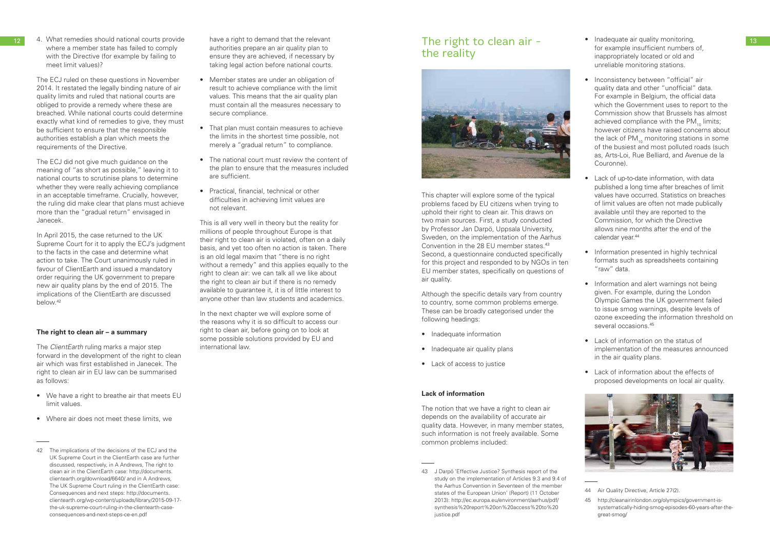4. What remedies should national courts provide where a member state has failed to comply with the Directive (for example by failing to meet limit values)?

The ECJ ruled on these questions in November 2014. It restated the legally binding nature of air quality limits and ruled that national courts are obliged to provide a remedy where these are breached. While national courts could determine exactly what kind of remedies to give, they must be sufficient to ensure that the responsible authorities establish a plan which meets the requirements of the Directive.

The ECJ did not give much guidance on the meaning of "as short as possible," leaving it to national courts to scrutinise plans to determine whether they were really achieving compliance in an acceptable timeframe. Crucially, however, the ruling did make clear that plans must achieve more than the "gradual return" envisaged in Janecek.

In April 2015, the case returned to the UK Supreme Court for it to apply the ECJ's judgment to the facts in the case and determine what action to take. The Court unanimously ruled in favour of ClientEarth and issued a mandatory order requiring the UK government to prepare new air quality plans by the end of 2015. The implications of the ClientEarth are discussed below.[42]

**The right to clean air – a summary**

The *ClientEarth* ruling marks a major step forward in the development of the right to clean air which was first established in Janecek. The right to clean air in EU law can be summarised as follows:

- We have a right to breathe air that meets EU limit values.
- Where air does not meet these limits, we have a right to demand that the relevant authorities prepare an air quality plan to ensure they are achieved, if necessary by taking legal action before national courts.
- Member states are under an obligation of result to achieve compliance with the limit values. This means that the air quality plan must contain all the measures necessary to secure compliance.
- That plan must contain measures to achieve the limits in the shortest time possible, not merely a "gradual return" to compliance.
- The national court must review the content of the plan to ensure that the measures included are sufficient.
- Practical, financial, technical or other difficulties in achieving limit values are not relevant.

This is all very well in theory but the reality for millions of people throughout Europe is that their right to clean air is violated, often on a daily basis, and yet too often no action is taken. There is an old legal maxim that "there is no right without a remedy" and this applies equally to the right to clean air: we can talk all we like about the right to clean air but if there is no remedy available to guarantee it, it is of little interest to anyone other than law students and academics.

In the next chapter we will explore some of the reasons why it is so difficult to access our right to clean air, before going on to look at some possible solutions provided by EU and international law.

42 The implications of the decisions of the ECJ and the UK Supreme Court in the ClientEarth case are further discussed, respectively, in A Andrews, The right to clean air in the ClientEarth case: http://documents.clientearth.org/download/6640/ and in A Andrews, The UK Supreme Court ruling in the ClientEarth case: Consequences and next steps: http://documents.clientearth.org/wp-content/uploads/library/2015-09-17-the-uk-supreme-court-ruling-in-the-clientearth-case-consequences-and-next-steps-ce-en.pdf

# The right to clean air - the reality

This chapter will explore some of the typical problems faced by EU citizens when trying to uphold their right to clean air. This draws on two main sources. First, a study conducted by Professor Jan Darpö, Uppsala University, Sweden, on the implementation of the Aarhus Convention in the 28 EU member states.[43] Second, a questionnaire conducted specifically for this project and responded to by NGOs in ten EU member states, specifically on questions of air quality.

Although the specific details vary from country to country, some common problems emerge. These can be broadly categorised under the following headings:

- Inadequate information
- Inadequate air quality plans
- Lack of access to justice

**Lack of information**

The notion that we have a right to clean air depends on the availability of accurate air quality data. However, in many member states, such information is not freely available. Some common problems included:

- Inadequate air quality monitoring, for example insufficient numbers of, inappropriately located or old and unreliable monitoring stations.
- Inconsistency between "official" air quality data and other "unofficial" data. For example in Belgium, the official data which the Government uses to report to the Commission show that Brussels has almost achieved compliance with the $PM_{10}$ limits; however citizens have raised concerns about the lack of $PM_{10}$ monitoring stations in some of the busiest and most polluted roads (such as, Arts-Loi, Rue Belliard, and Avenue de la Couronne).
- Lack of up-to-date information, with data published a long time after breaches of limit values have occurred. Statistics on breaches of limit values are often not made publically available until they are reported to the Commission, for which the Directive allows nine months after the end of the calendar year.[44]
- Information presented in highly technical formats such as spreadsheets containing "raw" data.
- Information and alert warnings not being given. For example, during the London Olympic Games the UK government failed to issue smog warnings, despite levels of ozone exceeding the information threshold on several occasions.[45]
- Lack of information on the status of implementation of the measures announced in the air quality plans.
- Lack of information about the effects of proposed developments on local air quality.

43 J Darpö 'Effective Justice? Synthesis report of the study on the implementation of Articles 9.3 and 9.4 of the Aarhus Convention in Seventeen of the member states of the European Union' (Report) (11 October 2013): http://ec.europa.eu/environment/aarhus/pdf/synthesis%20report%20on%20access%20to%20justice.pdf

44 Air Quality Directive, Article 27(2).

45 http://cleanairinlondon.org/olympics/government-is-systematically-hiding-smog-episodes-60-years-after-the-great-smog/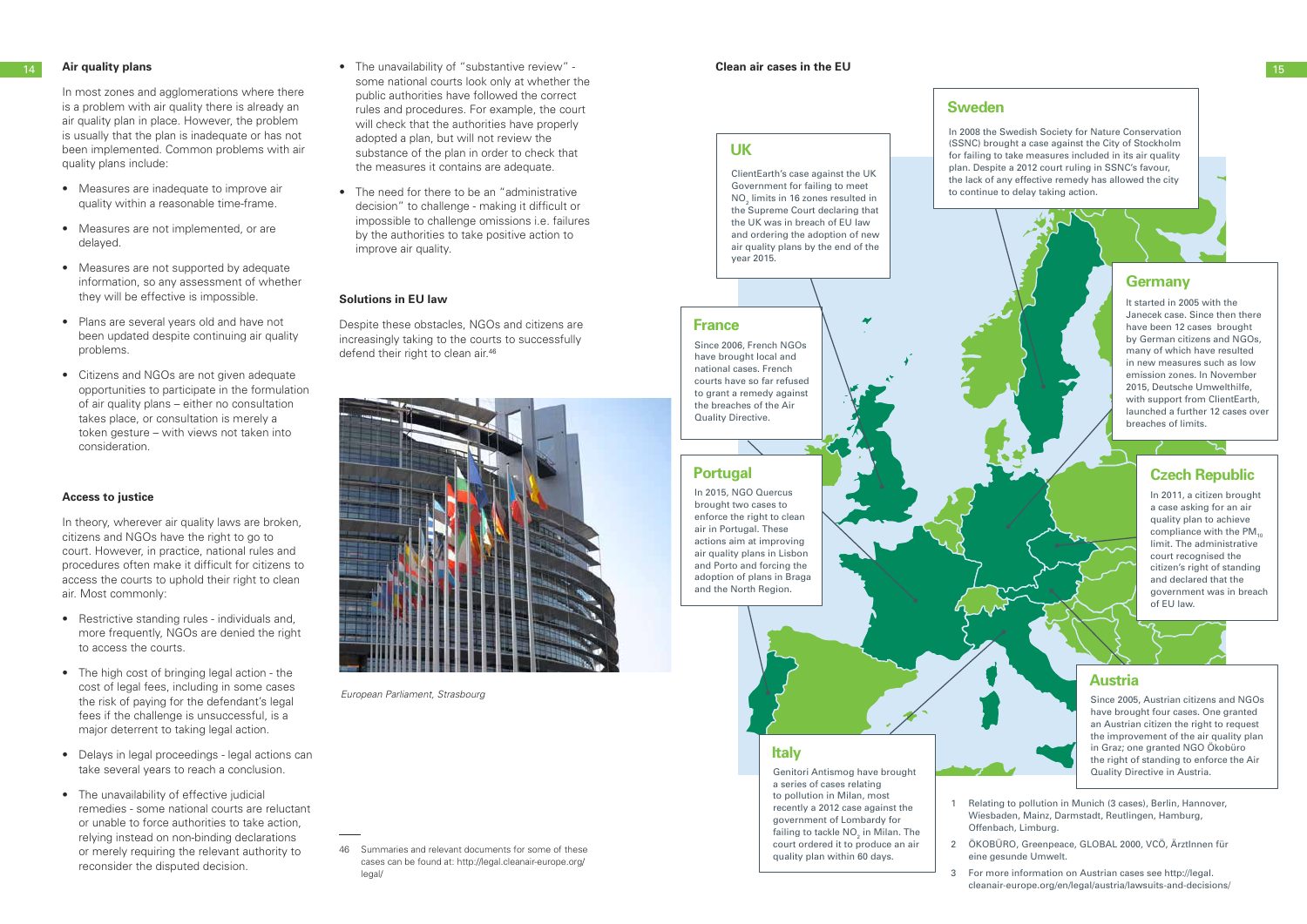## Air quality plans

In most zones and agglomerations where there is a problem with air quality there is already an air quality plan in place. However, the problem is usually that the plan is inadequate or has not been implemented. Common problems with air quality plans include:

- Measures are inadequate to improve air quality within a reasonable time-frame.
- Measures are not implemented, or are delayed.
- Measures are not supported by adequate information, so any assessment of whether they will be effective is impossible.
- Plans are several years old and have not been updated despite continuing air quality problems.
- Citizens and NGOs are not given adequate opportunities to participate in the formulation of air quality plans – either no consultation takes place, or consultation is merely a token gesture – with views not taken into consideration.

## Access to justice

In theory, wherever air quality laws are broken, citizens and NGOs have the right to go to court. However, in practice, national rules and procedures often make it difficult for citizens to access the courts to uphold their right to clean air. Most commonly:

- Restrictive standing rules - individuals and, more frequently, NGOs are denied the right to access the courts.
- The high cost of bringing legal action - the cost of legal fees, including in some cases the risk of paying for the defendant's legal fees if the challenge is unsuccessful, is a major deterrent to taking legal action.
- Delays in legal proceedings - legal actions can take several years to reach a conclusion.
- The unavailability of effective judicial remedies - some national courts are reluctant or unable to force authorities to take action, relying instead on non-binding declarations or merely requiring the relevant authority to reconsider the disputed decision.
- The unavailability of "substantive review" - some national courts look only at whether the public authorities have followed the correct rules and procedures. For example, the court will check that the authorities have properly adopted a plan, but will not review the substance of the plan in order to check that the measures it contains are adequate.
- The need for there to be an "administrative decision" to challenge - making it difficult or impossible to challenge omissions i.e. failures by the authorities to take positive action to improve air quality.

## Solutions in EU law

Despite these obstacles, NGOs and citizens are increasingly taking to the courts to successfully defend their right to clean air.[46]

*European Parliament, Strasbourg*

46 Summaries and relevant documents for some of these cases can be found at: http://legal.cleanair-europe.org/legal/

## Clean air cases in the EU

### UK

ClientEarth's case against the UK Government for failing to meet $NO_2$ limits in 16 zones resulted in the Supreme Court declaring that the UK was in breach of EU law and ordering the adoption of new air quality plans by the end of the year 2015.

### Sweden

In 2008 the Swedish Society for Nature Conservation (SSNC) brought a case against the City of Stockholm for failing to take measures included in its air quality plan. Despite a 2012 court ruling in SSNC's favour, the lack of any effective remedy has allowed the city to continue to delay taking action.

### France

Since 2006, French NGOs have brought local and national cases. French courts have so far refused to grant a remedy against the breaches of the Air Quality Directive.

### Germany

It started in 2005 with the Janecek case. Since then there have been 12 cases brought by German citizens and NGOs, many of which have resulted in new measures such as low emission zones. In November 2015, Deutsche Umwelthilfe, with support from ClientEarth, launched a further 12 cases over breaches of limits.

### Portugal

In 2015, NGO Quercus brought two cases to enforce the right to clean air in Portugal. These actions aim at improving air quality plans in Lisbon and Porto and forcing the adoption of plans in Braga and the North Region.

### Czech Republic

In 2011, a citizen brought a case asking for an air quality plan to achieve compliance with the $PM_{10}$ limit. The administrative court recognised the citizen's right of standing and declared that the government was in breach of EU law.

### Austria

Since 2005, Austrian citizens and NGOs have brought four cases. One granted an Austrian citizen the right to request the improvement of the air quality plan in Graz; one granted NGO Ökobüro the right of standing to enforce the Air Quality Directive in Austria.

### Italy

Genitori Antismog have brought a series of cases relating to pollution in Milan, most recently a 2012 case against the government of Lombardy for failing to tackle $NO_2$ in Milan. The court ordered it to produce an air quality plan within 60 days.

1 Relating to pollution in Munich (3 cases), Berlin, Hannover, Wiesbaden, Mainz, Darmstadt, Reutlingen, Hamburg, Offenbach, Limburg.

2 ÖKOBÜRO, Greenpeace, GLOBAL 2000, VCÖ, ÄrztInnen für eine gesunde Umwelt.

3 For more information on Austrian cases see http://legal.cleanair-europe.org/en/legal/austria/lawsuits-and-decisions/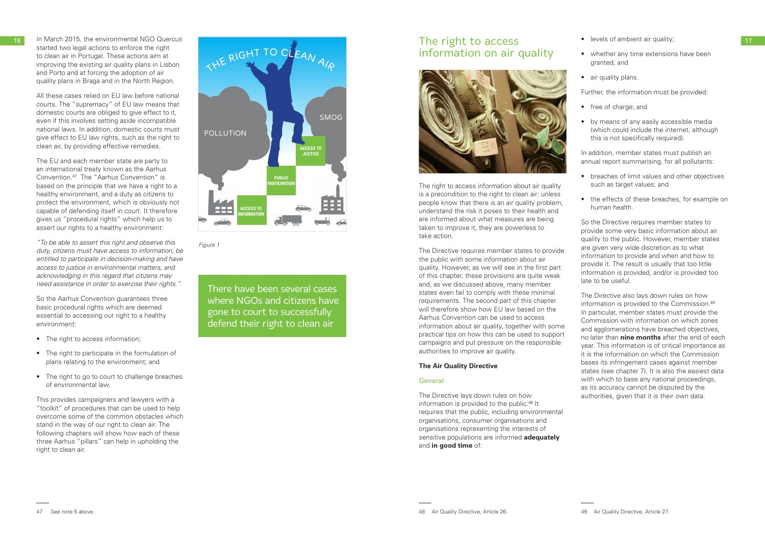In March 2015, the environmental NGO Quercus started two legal actions to enforce the right to clean air in Portugal. These actions aim at improving the existing air quality plans in Lisbon and Porto and at forcing the adoption of air quality plans in Braga and in the North Region.

All these cases relied on EU law before national courts. The "supremacy" of EU law means that domestic courts are obliged to give effect to it, even if this involves setting aside incompatible national laws. In addition, domestic courts must give effect to EU law rights, such as the right to clean air, by providing effective remedies.

The EU and each member state are party to an international treaty known as the Aarhus Convention.[47] The "Aarhus Convention" is based on the principle that we have a right to a healthy environment, and a duty as citizens to protect the environment, which is obviously not capable of defending itself in court. It therefore gives us "procedural rights" which help us to assert our rights to a healthy environment:

*"To be able to assert this right and observe this duty, citizens must have access to information, be entitled to participate in decision-making and have access to justice in environmental matters, and acknowledging in this regard that citizens may need assistance in order to exercise their rights."*

So the Aarhus Convention guarantees three basic procedural rights which are deemed essential to accessing our right to a healthy environment:

- The right to access information;
- The right to participate in the formulation of plans relating to the environment; and
- The right to go to court to challenge breaches of environmental law.

This provides campaigners and lawyers with a "toolkit" of procedures that can be used to help overcome some of the common obstacles which stand in the way of our right to clean air. The following chapters will show how each of these three Aarhus "pillars" can help in upholding the right to clean air.

THE RIGHT TO CLEAN AIR

POLLUTION

SMOG

ACCESS TO JUSTICE

PUBLIC PARTICIPATION

ACCESS TO INFORMATION

*Figure 1*

There have been several cases where NGOs and citizens have gone to court to successfully defend their right to clean air

## The right to access information on air quality

The right to access information about air quality is a precondition to the right to clean air: unless people know that there is an air quality problem, understand the risk it poses to their health and are informed about what measures are being taken to improve it, they are powerless to take action.

The Directive requires member states to provide the public with some information about air quality. However, as we will see in the first part of this chapter, these provisions are quite weak and, as we discussed above, many member states even fail to comply with these minimal requirements. The second part of this chapter will therefore show how EU law based on the Aarhus Convention can be used to access information about air quality, together with some practical tips on how this can be used to support campaigns and put pressure on the responsible authorities to improve air quality.

### The Air Quality Directive

#### General

The Directive lays down rules on how information is provided to the public.[48] It requires that the public, including environmental organisations, consumer organisations and organisations representing the interests of sensitive populations are informed **adequately** and **in good time** of:

- levels of ambient air quality;
- whether any time extensions have been granted; and
- air quality plans.

Further, the information must be provided:

- free of charge; and
- by means of any easily accessible media (which could include the internet, although this is not specifically required).

In addition, member states must publish an annual report summarising, for all pollutants:

- breaches of limit values and other objectives such as target values; and
- the effects of these breaches, for example on human health.

So the Directive requires member states to provide some very basic information about air quality to the public. However, member states are given very wide discretion as to what information to provide and when and how to provide it. The result is usually that too little information is provided, and/or is provided too late to be useful.

The Directive also lays down rules on how information is provided to the Commission.[49] In particular, member states must provide the Commission with information on which zones and agglomerations have breached objectives, no later than **nine months** after the end of each year. This information is of critical importance as it is the information on which the Commission bases its infringement cases against member states (see chapter 7). It is also the easiest data with which to base any national proceedings, as its accuracy cannot be disputed by the authorities, given that it is their own data.

47 See note 5 above.

48 Air Quality Directive, Article 26.

49 Air Quality Directive, Article 27.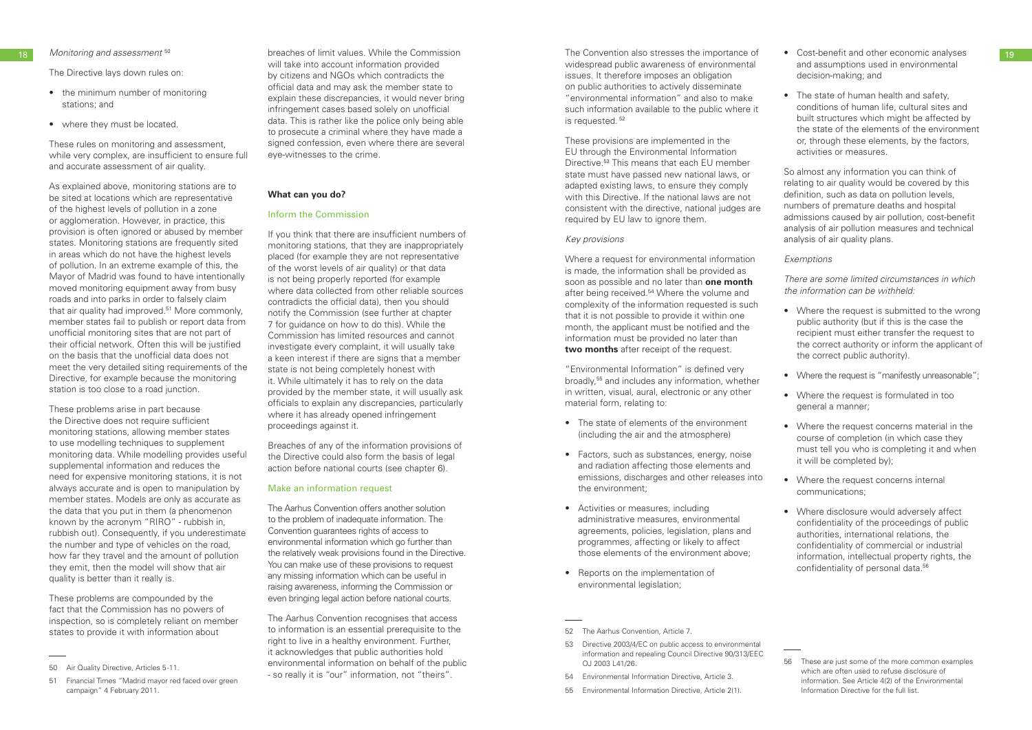*Monitoring and assessment* [50]

The Directive lays down rules on:

- the minimum number of monitoring stations; and
- where they must be located.

These rules on monitoring and assessment, while very complex, are insufficient to ensure full and accurate assessment of air quality.

As explained above, monitoring stations are to be sited at locations which are representative of the highest levels of pollution in a zone or agglomeration. However, in practice, this provision is often ignored or abused by member states. Monitoring stations are frequently sited in areas which do not have the highest levels of pollution. In an extreme example of this, the Mayor of Madrid was found to have intentionally moved monitoring equipment away from busy roads and into parks in order to falsely claim that air quality had improved.[51] More commonly, member states fail to publish or report data from unofficial monitoring sites that are not part of their official network. Often this will be justified on the basis that the unofficial data does not meet the very detailed siting requirements of the Directive, for example because the monitoring station is too close to a road junction.

These problems arise in part because the Directive does not require sufficient monitoring stations, allowing member states to use modelling techniques to supplement monitoring data. While modelling provides useful supplemental information and reduces the need for expensive monitoring stations, it is not always accurate and is open to manipulation by member states. Models are only as accurate as the data that you put in them (a phenomenon known by the acronym "RIRO" - rubbish in, rubbish out). Consequently, if you underestimate the number and type of vehicles on the road, how far they travel and the amount of pollution they emit, then the model will show that air quality is better than it really is.

These problems are compounded by the fact that the Commission has no powers of inspection, so is completely reliant on member states to provide it with information about breaches of limit values. While the Commission will take into account information provided by citizens and NGOs which contradicts the official data and may ask the member state to explain these discrepancies, it would never bring infringement cases based solely on unofficial data. This is rather like the police only being able to prosecute a criminal where they have made a signed confession, even where there are several eye-witnesses to the crime.

**What can you do?**

### Inform the Commission

If you think that there are insufficient numbers of monitoring stations, that they are inappropriately placed (for example they are not representative of the worst levels of air quality) or that data is not being properly reported (for example where data collected from other reliable sources contradicts the official data), then you should notify the Commission (see further at chapter 7 for guidance on how to do this). While the Commission has limited resources and cannot investigate every complaint, it will usually take a keen interest if there are signs that a member state is not being completely honest with it. While ultimately it has to rely on the data provided by the member state, it will usually ask officials to explain any discrepancies, particularly where it has already opened infringement proceedings against it.

Breaches of any of the information provisions of the Directive could also form the basis of legal action before national courts (see chapter 6).

### Make an information request

The Aarhus Convention offers another solution to the problem of inadequate information. The Convention guarantees rights of access to environmental information which go further than the relatively weak provisions found in the Directive. You can make use of these provisions to request any missing information which can be useful in raising awareness, informing the Commission or even bringing legal action before national courts.

The Aarhus Convention recognises that access to information is an essential prerequisite to the right to live in a healthy environment. Further, it acknowledges that public authorities hold environmental information on behalf of the public - so really it is "our" information, not "theirs".

The Convention also stresses the importance of widespread public awareness of environmental issues. It therefore imposes an obligation on public authorities to actively disseminate "environmental information" and also to make such information available to the public where it is requested.[52]

These provisions are implemented in the EU through the Environmental Information Directive.[53] This means that each EU member state must have passed new national laws, or adapted existing laws, to ensure they comply with this Directive. If the national laws are not consistent with the directive, national judges are required by EU law to ignore them.

*Key provisions*

Where a request for environmental information is made, the information shall be provided as soon as possible and no later than **one month** after being received.[54] Where the volume and complexity of the information requested is such that it is not possible to provide it within one month, the applicant must be notified and the information must be provided no later than **two months** after receipt of the request.

"Environmental Information" is defined very broadly,[55] and includes any information, whether in written, visual, aural, electronic or any other material form, relating to:

- The state of elements of the environment (including the air and the atmosphere)
- Factors, such as substances, energy, noise and radiation affecting those elements and emissions, discharges and other releases into the environment;
- Activities or measures, including administrative measures, environmental agreements, policies, legislation, plans and programmes, affecting or likely to affect those elements of the environment above;
- Reports on the implementation of environmental legislation;
- Cost-benefit and other economic analyses and assumptions used in environmental decision-making; and
- The state of human health and safety, conditions of human life, cultural sites and built structures which might be affected by the state of the elements of the environment or, through these elements, by the factors, activities or measures.

So almost any information you can think of relating to air quality would be covered by this definition, such as data on pollution levels, numbers of premature deaths and hospital admissions caused by air pollution, cost-benefit analysis of air pollution measures and technical analysis of air quality plans.

*Exemptions*

*There are some limited circumstances in which the information can be withheld:*

- Where the request is submitted to the wrong public authority (but if this is the case the recipient must either transfer the request to the correct authority or inform the applicant of the correct public authority).
- Where the request is "manifestly unreasonable";
- Where the request is formulated in too general a manner;
- Where the request concerns material in the course of completion (in which case they must tell you who is completing it and when it will be completed by);
- Where the request concerns internal communications;
- Where disclosure would adversely affect confidentiality of the proceedings of public authorities, international relations, the confidentiality of commercial or industrial information, intellectual property rights, the confidentiality of personal data.[56]

---

50 Air Quality Directive, Articles 5-11.

51 Financial Times "Madrid mayor red faced over green campaign" 4 February 2011.

52 The Aarhus Convention, Article 7.

53 Directive 2003/4/EC on public access to environmental information and repealing Council Directive 90/313/EEC OJ 2003 L41/26.

54 Environmental Information Directive, Article 3.

55 Environmental Information Directive, Article 2(1).

56 These are just some of the more common examples which are often used to refuse disclosure of information. See Article 4(2) of the Environmental Information Directive for the full list.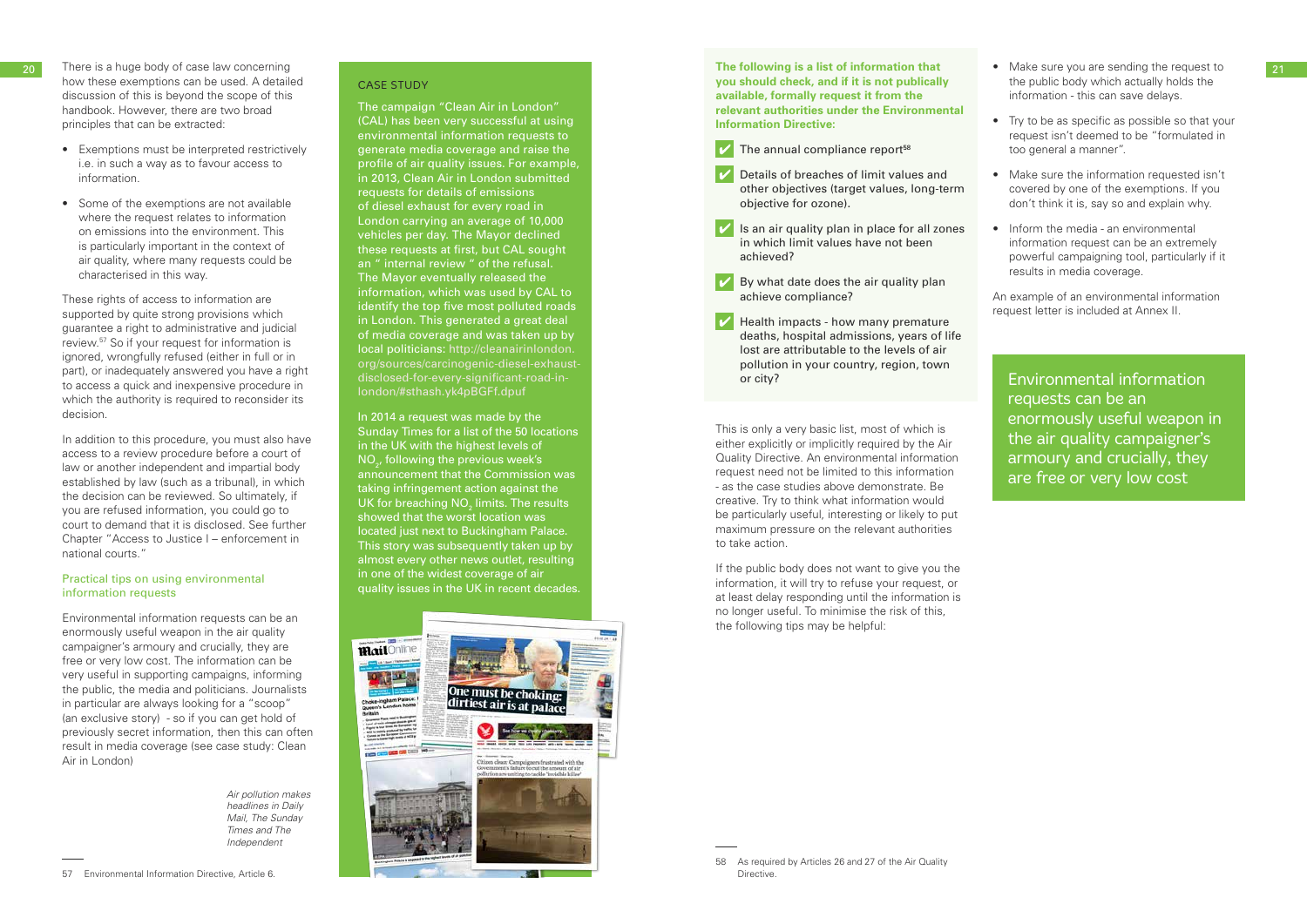There is a huge body of case law concerning how these exemptions can be used. A detailed discussion of this is beyond the scope of this handbook. However, there are two broad principles that can be extracted:

- Exemptions must be interpreted restrictively i.e. in such a way as to favour access to information.
- Some of the exemptions are not available where the request relates to information on emissions into the environment. This is particularly important in the context of air quality, where many requests could be characterised in this way.

These rights of access to information are supported by quite strong provisions which guarantee a right to administrative and judicial review.[57] So if your request for information is ignored, wrongfully refused (either in full or in part), or inadequately answered you have a right to access a quick and inexpensive procedure in which the authority is required to reconsider its decision.

In addition to this procedure, you must also have access to a review procedure before a court of law or another independent and impartial body established by law (such as a tribunal), in which the decision can be reviewed. So ultimately, if you are refused information, you could go to court to demand that it is disclosed. See further Chapter "Access to Justice I – enforcement in national courts."

### Practical tips on using environmental information requests

Environmental information requests can be an enormously useful weapon in the air quality campaigner's armoury and crucially, they are free or very low cost. The information can be very useful in supporting campaigns, informing the public, the media and politicians. Journalists in particular are always looking for a "scoop" (an exclusive story) - so if you can get hold of previously secret information, then this can often result in media coverage (see case study: Clean Air in London)

*Air pollution makes headlines in Daily Mail, The Sunday Times and The Independent*

57 Environmental Information Directive, Article 6.

#### CASE STUDY

The campaign "Clean Air in London" (CAL) has been very successful at using environmental information requests to generate media coverage and raise the profile of air quality issues. For example, in 2013, Clean Air in London submitted requests for details of emissions of diesel exhaust for every road in London carrying an average of 10,000 vehicles per day. The Mayor declined these requests at first, but CAL sought an " internal review " of the refusal. The Mayor eventually released the information, which was used by CAL to identify the top five most polluted roads in London. This generated a great deal of media coverage and was taken up by local politicians: http://cleanairinlondon.org/sources/carcinogenic-diesel-exhaust-disclosed-for-every-significant-road-in-london/#sthash.yk4pBGFf.dpuf

In 2014 a request was made by the Sunday Times for a list of the 50 locations in the UK with the highest levels of $NO_2$, following the previous week's announcement that the Commission was taking infringement action against the UK for breaching $NO_2$ limits. The results showed that the worst location was located just next to Buckingham Palace. This story was subsequently taken up by almost every other news outlet, resulting in one of the widest coverage of air quality issues in the UK in recent decades.

**The following is a list of information that you should check, and if it is not publically available, formally request it from the relevant authorities under the Environmental Information Directive:**

- ✔ The annual compliance report[58]
- ✔ Details of breaches of limit values and other objectives (target values, long-term objective for ozone).
- ✔ Is an air quality plan in place for all zones in which limit values have not been achieved?
- ✔ By what date does the air quality plan achieve compliance?
- ✔ Health impacts - how many premature deaths, hospital admissions, years of life lost are attributable to the levels of air pollution in your country, region, town or city?

This is only a very basic list, most of which is either explicitly or implicitly required by the Air Quality Directive. An environmental information request need not be limited to this information - as the case studies above demonstrate. Be creative. Try to think what information would be particularly useful, interesting or likely to put maximum pressure on the relevant authorities to take action.

If the public body does not want to give you the information, it will try to refuse your request, or at least delay responding until the information is no longer useful. To minimise the risk of this, the following tips may be helpful:

- Make sure you are sending the request to the public body which actually holds the information - this can save delays.
- Try to be as specific as possible so that your request isn't deemed to be "formulated in too general a manner".
- Make sure the information requested isn't covered by one of the exemptions. If you don't think it is, say so and explain why.
- Inform the media - an environmental information request can be an extremely powerful campaigning tool, particularly if it results in media coverage.

An example of an environmental information request letter is included at Annex II.

> Environmental information requests can be an enormously useful weapon in the air quality campaigner's armoury and crucially, they are free or very low cost

58 As required by Articles 26 and 27 of the Air Quality Directive.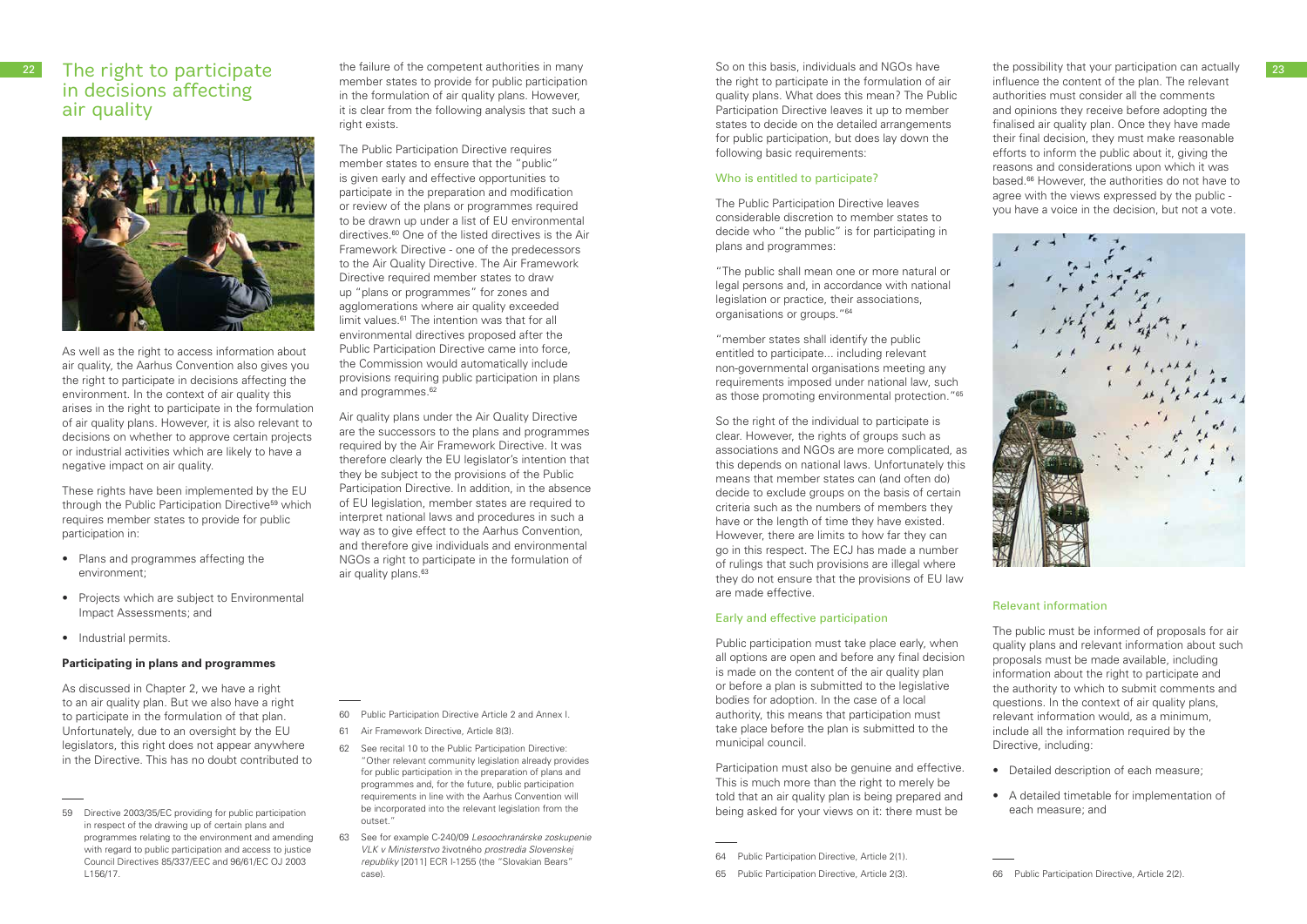# The right to participate in decisions affecting air quality

As well as the right to access information about air quality, the Aarhus Convention also gives you the right to participate in decisions affecting the environment. In the context of air quality this arises in the right to participate in the formulation of air quality plans. However, it is also relevant to decisions on whether to approve certain projects or industrial activities which are likely to have a negative impact on air quality.

These rights have been implemented by the EU through the Public Participation Directive[59] which requires member states to provide for public participation in:

- Plans and programmes affecting the environment;
- Projects which are subject to Environmental Impact Assessments; and
- Industrial permits.

**Participating in plans and programmes**

As discussed in Chapter 2, we have a right to an air quality plan. But we also have a right to participate in the formulation of that plan. Unfortunately, due to an oversight by the EU legislators, this right does not appear anywhere in the Directive. This has no doubt contributed to the failure of the competent authorities in many member states to provide for public participation in the formulation of air quality plans. However, it is clear from the following analysis that such a right exists.

The Public Participation Directive requires member states to ensure that the "public" is given early and effective opportunities to participate in the preparation and modification or review of the plans or programmes required to be drawn up under a list of EU environmental directives.[60] One of the listed directives is the Air Framework Directive - one of the predecessors to the Air Quality Directive. The Air Framework Directive required member states to draw up "plans or programmes" for zones and agglomerations where air quality exceeded limit values.[61] The intention was that for all environmental directives proposed after the Public Participation Directive came into force, the Commission would automatically include provisions requiring public participation in plans and programmes.[62]

Air quality plans under the Air Quality Directive are the successors to the plans and programmes required by the Air Framework Directive. It was therefore clearly the EU legislator's intention that they be subject to the provisions of the Public Participation Directive. In addition, in the absence of EU legislation, member states are required to interpret national laws and procedures in such a way as to give effect to the Aarhus Convention, and therefore give individuals and environmental NGOs a right to participate in the formulation of air quality plans.[63]

So on this basis, individuals and NGOs have the right to participate in the formulation of air quality plans. What does this mean? The Public Participation Directive leaves it up to member states to decide on the detailed arrangements for public participation, but does lay down the following basic requirements:

### Who is entitled to participate?

The Public Participation Directive leaves considerable discretion to member states to decide who "the public" is for participating in plans and programmes:

"The public shall mean one or more natural or legal persons and, in accordance with national legislation or practice, their associations, organisations or groups."[64]

"member states shall identify the public entitled to participate... including relevant non-governmental organisations meeting any requirements imposed under national law, such as those promoting environmental protection."[65]

So the right of the individual to participate is clear. However, the rights of groups such as associations and NGOs are more complicated, as this depends on national laws. Unfortunately this means that member states can (and often do) decide to exclude groups on the basis of certain criteria such as the numbers of members they have or the length of time they have existed. However, there are limits to how far they can go in this respect. The ECJ has made a number of rulings that such provisions are illegal where they do not ensure that the provisions of EU law are made effective.

### Early and effective participation

Public participation must take place early, when all options are open and before any final decision is made on the content of the air quality plan or before a plan is submitted to the legislative bodies for adoption. In the case of a local authority, this means that participation must take place before the plan is submitted to the municipal council.

Participation must also be genuine and effective. This is much more than the right to merely be told that an air quality plan is being prepared and being asked for your views on it: there must be the possibility that your participation can actually influence the content of the plan. The relevant authorities must consider all the comments and opinions they receive before adopting the finalised air quality plan. Once they have made their final decision, they must make reasonable efforts to inform the public about it, giving the reasons and considerations upon which it was based.[66] However, the authorities do not have to agree with the views expressed by the public - you have a voice in the decision, but not a vote.

### Relevant information

The public must be informed of proposals for air quality plans and relevant information about such proposals must be made available, including information about the right to participate and the authority to which to submit comments and questions. In the context of air quality plans, relevant information would, as a minimum, include all the information required by the Directive, including:

- Detailed description of each measure;
- A detailed timetable for implementation of each measure; and

---

59 Directive 2003/35/EC providing for public participation in respect of the drawing up of certain plans and programmes relating to the environment and amending with regard to public participation and access to justice Council Directives 85/337/EEC and 96/61/EC OJ 2003 L156/17.

60 Public Participation Directive Article 2 and Annex I.

61 Air Framework Directive, Article 8(3).

62 See recital 10 to the Public Participation Directive: "Other relevant community legislation already provides for public participation in the preparation of plans and programmes and, for the future, public participation requirements in line with the Aarhus Convention will be incorporated into the relevant legislation from the outset."

63 See for example C-240/09 *Lesoochranárske zoskupenie VLK v Ministerstvo* životného *prostredia Slovenskej republiky* [2011] ECR I-1255 (the "Slovakian Bears" case).

64 Public Participation Directive, Article 2(1).

65 Public Participation Directive, Article 2(3).

66 Public Participation Directive, Article 2(2).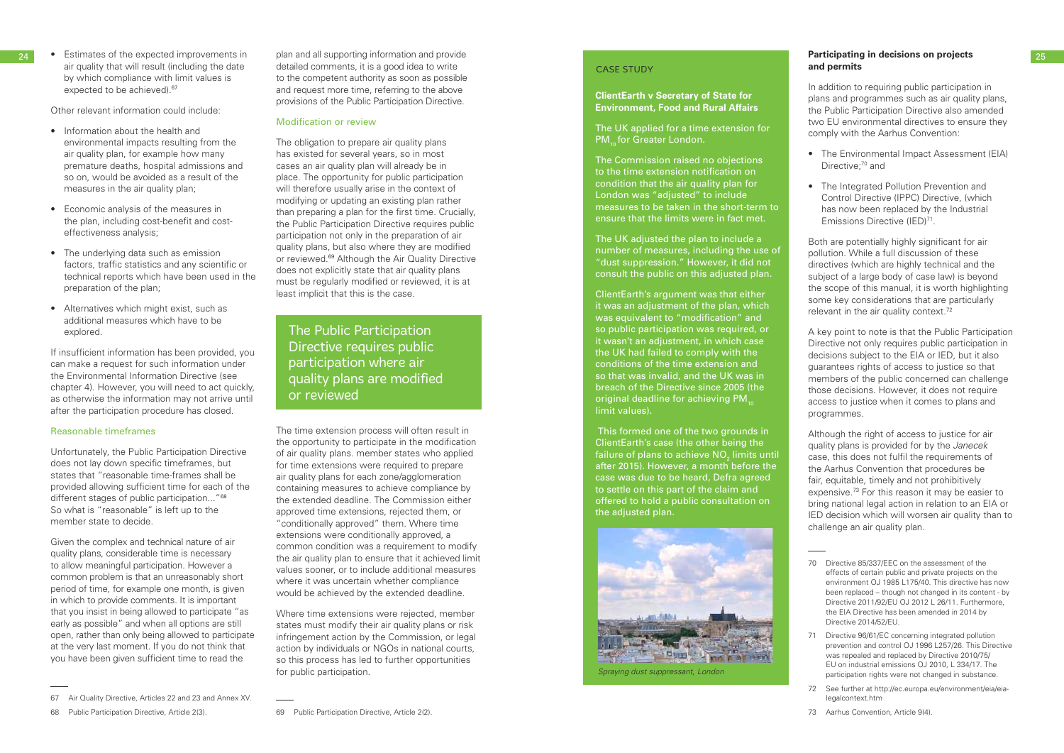- Estimates of the expected improvements in air quality that will result (including the date by which compliance with limit values is expected to be achieved).[67]

Other relevant information could include:

- Information about the health and environmental impacts resulting from the air quality plan, for example how many premature deaths, hospital admissions and so on, would be avoided as a result of the measures in the air quality plan;
- Economic analysis of the measures in the plan, including cost-benefit and cost-effectiveness analysis;
- The underlying data such as emission factors, traffic statistics and any scientific or technical reports which have been used in the preparation of the plan;
- Alternatives which might exist, such as additional measures which have to be explored.

If insufficient information has been provided, you can make a request for such information under the Environmental Information Directive (see chapter 4). However, you will need to act quickly, as otherwise the information may not arrive until after the participation procedure has closed.

### Reasonable timeframes

Unfortunately, the Public Participation Directive does not lay down specific timeframes, but states that "reasonable time-frames shall be provided allowing sufficient time for each of the different stages of public participation..."[68] So what is "reasonable" is left up to the member state to decide.

Given the complex and technical nature of air quality plans, considerable time is necessary to allow meaningful participation. However a common problem is that an unreasonably short period of time, for example one month, is given in which to provide comments. It is important that you insist in being allowed to participate "as early as possible" and when all options are still open, rather than only being allowed to participate at the very last moment. If you do not think that you have been given sufficient time to read the plan and all supporting information and provide detailed comments, it is a good idea to write to the competent authority as soon as possible and request more time, referring to the above provisions of the Public Participation Directive.

### Modification or review

The obligation to prepare air quality plans has existed for several years, so in most cases an air quality plan will already be in place. The opportunity for public participation will therefore usually arise in the context of modifying or updating an existing plan rather than preparing a plan for the first time. Crucially, the Public Participation Directive requires public participation not only in the preparation of air quality plans, but also where they are modified or reviewed.[69] Although the Air Quality Directive does not explicitly state that air quality plans must be regularly modified or reviewed, it is at least implicit that this is the case.

> The Public Participation Directive requires public participation where air quality plans are modified or reviewed

The time extension process will often result in the opportunity to participate in the modification of air quality plans. member states who applied for time extensions were required to prepare air quality plans for each zone/agglomeration containing measures to achieve compliance by the extended deadline. The Commission either approved time extensions, rejected them, or "conditionally approved" them. Where time extensions were conditionally approved, a common condition was a requirement to modify the air quality plan to ensure that it achieved limit values sooner, or to include additional measures where it was uncertain whether compliance would be achieved by the extended deadline.

Where time extensions were rejected, member states must modify their air quality plans or risk infringement action by the Commission, or legal action by individuals or NGOs in national courts, so this process has led to further opportunities for public participation.

---

CASE STUDY

**ClientEarth v Secretary of State for Environment, Food and Rural Affairs**

The UK applied for a time extension for $PM_{10}$ for Greater London.

The Commission raised no objections to the time extension notification on condition that the air quality plan for London was "adjusted" to include measures to be taken in the short-term to ensure that the limits were in fact met.

The UK adjusted the plan to include a number of measures, including the use of "dust suppression." However, it did not consult the public on this adjusted plan.

ClientEarth's argument was that either it was an adjustment of the plan, which was equivalent to "modification" and so public participation was required, or it wasn't an adjustment, in which case the UK had failed to comply with the conditions of the time extension and so that was invalid, and the UK was in breach of the Directive since 2005 (the original deadline for achieving $PM_{10}$ limit values).

This formed one of the two grounds in ClientEarth's case (the other being the failure of plans to achieve $NO_2$ limits until after 2015). However, a month before the case was due to be heard, Defra agreed to settle on this part of the claim and offered to hold a public consultation on the adjusted plan.

*Spraying dust suppressant, London*

---

## Participating in decisions on projects and permits

In addition to requiring public participation in plans and programmes such as air quality plans, the Public Participation Directive also amended two EU environmental directives to ensure they comply with the Aarhus Convention:

- The Environmental Impact Assessment (EIA) Directive;[70] and
- The Integrated Pollution Prevention and Control Directive (IPPC) Directive, (which has now been replaced by the Industrial Emissions Directive (IED)[71].

Both are potentially highly significant for air pollution. While a full discussion of these directives (which are highly technical and the subject of a large body of case law) is beyond the scope of this manual, it is worth highlighting some key considerations that are particularly relevant in the air quality context.[72]

A key point to note is that the Public Participation Directive not only requires public participation in decisions subject to the EIA or IED, but it also guarantees rights of access to justice so that members of the public concerned can challenge those decisions. However, it does not require access to justice when it comes to plans and programmes.

Although the right of access to justice for air quality plans is provided for by the *Janecek* case, this does not fulfil the requirements of the Aarhus Convention that procedures be fair, equitable, timely and not prohibitively expensive.[73] For this reason it may be easier to bring national legal action in relation to an EIA or IED decision which will worsen air quality than to challenge an air quality plan.

---

67 Air Quality Directive, Articles 22 and 23 and Annex XV.

68 Public Participation Directive, Article 2(3).

69 Public Participation Directive, Article 2(2).

70 Directive 85/337/EEC on the assessment of the effects of certain public and private projects on the environment OJ 1985 L175/40. This directive has now been replaced – though not changed in its content - by Directive 2011/92/EU OJ 2012 L 26/11. Furthermore, the EIA Directive has been amended in 2014 by Directive 2014/52/EU.

71 Directive 96/61/EC concerning integrated pollution prevention and control OJ 1996 L257/26. This Directive was repealed and replaced by Directive 2010/75/EU on industrial emissions OJ 2010, L 334/17. The participation rights were not changed in substance.

72 See further at http://ec.europa.eu/environment/eia/eia-legalcontext.htm

73 Aarhus Convention, Article 9(4).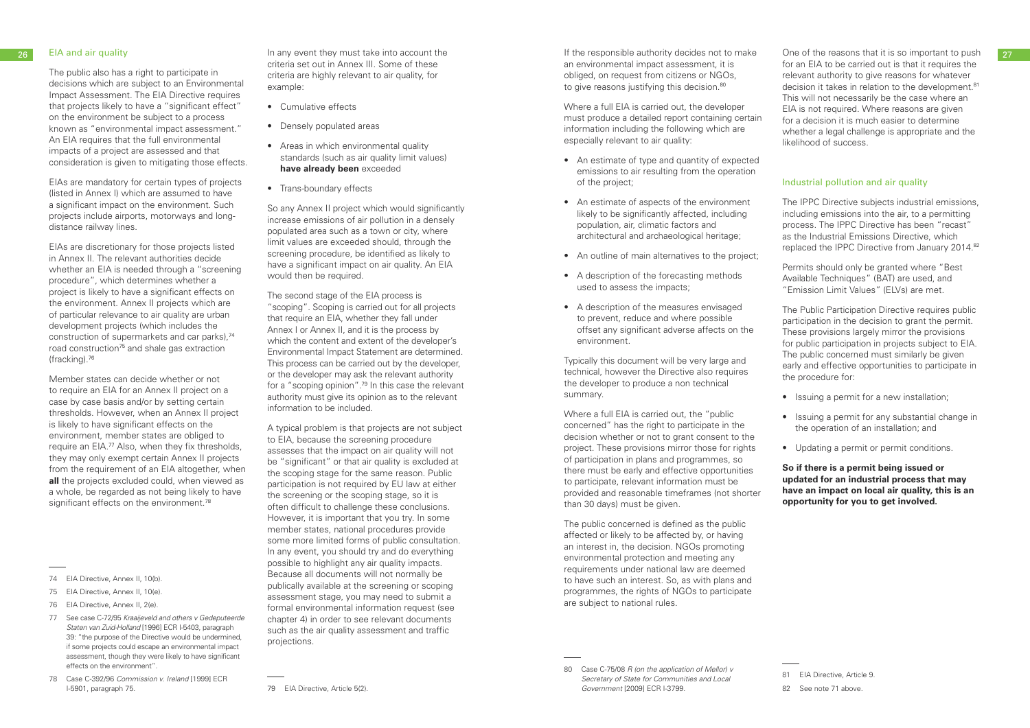## EIA and air quality

The public also has a right to participate in decisions which are subject to an Environmental Impact Assessment. The EIA Directive requires that projects likely to have a "significant effect" on the environment be subject to a process known as "environmental impact assessment." An EIA requires that the full environmental impacts of a project are assessed and that consideration is given to mitigating those effects.

EIAs are mandatory for certain types of projects (listed in Annex I) which are assumed to have a significant impact on the environment. Such projects include airports, motorways and long-distance railway lines.

EIAs are discretionary for those projects listed in Annex II. The relevant authorities decide whether an EIA is needed through a "screening procedure", which determines whether a project is likely to have a significant effects on the environment. Annex II projects which are of particular relevance to air quality are urban development projects (which includes the construction of supermarkets and car parks),[74] road construction[75] and shale gas extraction (fracking).[76]

Member states can decide whether or not to require an EIA for an Annex II project on a case by case basis and/or by setting certain thresholds. However, when an Annex II project is likely to have significant effects on the environment, member states are obliged to require an EIA.[77] Also, when they fix thresholds, they may only exempt certain Annex II projects from the requirement of an EIA altogether, when **all** the projects excluded could, when viewed as a whole, be regarded as not being likely to have significant effects on the environment.[78]

In any event they must take into account the criteria set out in Annex III. Some of these criteria are highly relevant to air quality, for example:

- Cumulative effects
- Densely populated areas
- Areas in which environmental quality standards (such as air quality limit values) **have already been** exceeded
- Trans-boundary effects

So any Annex II project which would significantly increase emissions of air pollution in a densely populated area such as a town or city, where limit values are exceeded should, through the screening procedure, be identified as likely to have a significant impact on air quality. An EIA would then be required.

The second stage of the EIA process is "scoping". Scoping is carried out for all projects that require an EIA, whether they fall under Annex I or Annex II, and it is the process by which the content and extent of the developer's Environmental Impact Statement are determined. This process can be carried out by the developer, or the developer may ask the relevant authority for a "scoping opinion".[79] In this case the relevant authority must give its opinion as to the relevant information to be included.

A typical problem is that projects are not subject to EIA, because the screening procedure assesses that the impact on air quality will not be "significant" or that air quality is excluded at the scoping stage for the same reason. Public participation is not required by EU law at either the screening or the scoping stage, so it is often difficult to challenge these conclusions. However, it is important that you try. In some member states, national procedures provide some more limited forms of public consultation. In any event, you should try and do everything possible to highlight any air quality impacts. Because all documents will not normally be publically available at the screening or scoping assessment stage, you may need to submit a formal environmental information request (see chapter 4) in order to see relevant documents such as the air quality assessment and traffic projections.

If the responsible authority decides not to make an environmental impact assessment, it is obliged, on request from citizens or NGOs, to give reasons justifying this decision.[80]

Where a full EIA is carried out, the developer must produce a detailed report containing certain information including the following which are especially relevant to air quality:

- An estimate of type and quantity of expected emissions to air resulting from the operation of the project;
- An estimate of aspects of the environment likely to be significantly affected, including population, air, climatic factors and architectural and archaeological heritage;
- An outline of main alternatives to the project;
- A description of the forecasting methods used to assess the impacts;
- A description of the measures envisaged to prevent, reduce and where possible offset any significant adverse affects on the environment.

Typically this document will be very large and technical, however the Directive also requires the developer to produce a non technical summary.

Where a full EIA is carried out, the "public concerned" has the right to participate in the decision whether or not to grant consent to the project. These provisions mirror those for rights of participation in plans and programmes, so there must be early and effective opportunities to participate, relevant information must be provided and reasonable timeframes (not shorter than 30 days) must be given.

The public concerned is defined as the public affected or likely to be affected by, or having an interest in, the decision. NGOs promoting environmental protection and meeting any requirements under national law are deemed to have such an interest. So, as with plans and programmes, the rights of NGOs to participate are subject to national rules.

One of the reasons that it is so important to push for an EIA to be carried out is that it requires the relevant authority to give reasons for whatever decision it takes in relation to the development.[81] This will not necessarily be the case where an EIA is not required. Where reasons are given for a decision it is much easier to determine whether a legal challenge is appropriate and the likelihood of success.

## Industrial pollution and air quality

The IPPC Directive subjects industrial emissions, including emissions into the air, to a permitting process. The IPPC Directive has been "recast" as the Industrial Emissions Directive, which replaced the IPPC Directive from January 2014.[82]

Permits should only be granted where "Best Available Techniques" (BAT) are used, and "Emission Limit Values" (ELVs) are met.

The Public Participation Directive requires public participation in the decision to grant the permit. These provisions largely mirror the provisions for public participation in projects subject to EIA. The public concerned must similarly be given early and effective opportunities to participate in the procedure for:

- Issuing a permit for a new installation;
- Issuing a permit for any substantial change in the operation of an installation; and
- Updating a permit or permit conditions.

**So if there is a permit being issued or updated for an industrial process that may have an impact on local air quality, this is an opportunity for you to get involved.**

---

74 EIA Directive, Annex II, 10(b).

75 EIA Directive, Annex II, 10(e).

76 EIA Directive, Annex II, 2(e).

77 See case C-72/95 *Kraaijeveld and others v Gedeputeerde Staten van Zuid-Holland* [1996] ECR I-5403, paragraph 39: "the purpose of the Directive would be undermined, if some projects could escape an environmental impact assessment, though they were likely to have significant effects on the environment".

78 Case C-392/96 *Commission v. Ireland* [1999] ECR I-5901, paragraph 75.

79 EIA Directive, Article 5(2).

80 Case C-75/08 *R (on the application of Mellor) v Secretary of State for Communities and Local Government* [2009] ECR I-3799.

81 EIA Directive, Article 9.

82 See note 71 above.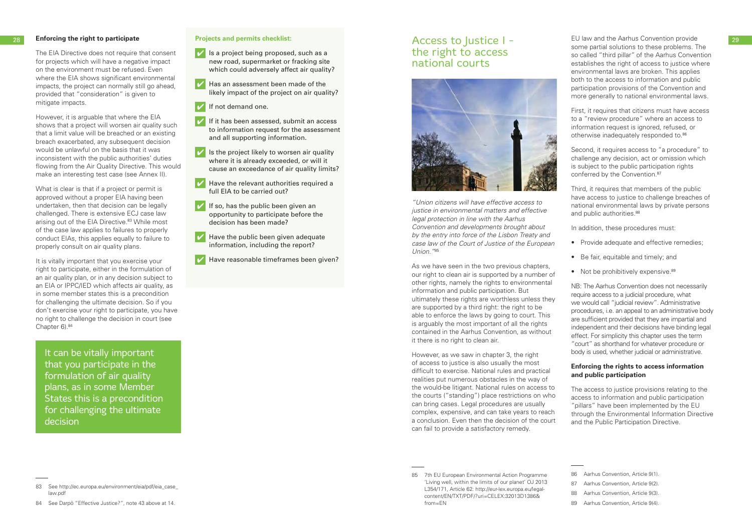## Enforcing the right to participate

The EIA Directive does not require that consent for projects which will have a negative impact on the environment must be refused. Even where the EIA shows significant environmental impacts, the project can normally still go ahead, provided that "consideration" is given to mitigate impacts.

However, it is arguable that where the EIA shows that a project will worsen air quality such that a limit value will be breached or an existing breach exacerbated, any subsequent decision would be unlawful on the basis that it was inconsistent with the public authorities' duties flowing from the Air Quality Directive. This would make an interesting test case (see Annex II).

What is clear is that if a project or permit is approved without a proper EIA having been undertaken, then that decision can be legally challenged. There is extensive ECJ case law arising out of the EIA Directive.[83] While most of the case law applies to failures to properly conduct EIAs, this applies equally to failure to properly consult on air quality plans.

It is vitally important that you exercise your right to participate, either in the formulation of an air quality plan, or in any decision subject to an EIA or IPPC/IED which affects air quality, as in some member states this is a precondition for challenging the ultimate decision. So if you don't exercise your right to participate, you have no right to challenge the decision in court (see Chapter 6).[84]

> It can be vitally important that you participate in the formulation of air quality plans, as in some Member States this is a precondition for challenging the ultimate decision

**Projects and permits checklist:**

- ✔ Is a project being proposed, such as a new road, supermarket or fracking site which could adversely affect air quality?
- ✔ Has an assessment been made of the likely impact of the project on air quality?
- ✔ If not demand one.
- ✔ If it has been assessed, submit an access to information request for the assessment and all supporting information.
- ✔ Is the project likely to worsen air quality where it is already exceeded, or will it cause an exceedance of air quality limits?
- ✔ Have the relevant authorities required a full EIA to be carried out?
- ✔ If so, has the public been given an opportunity to participate before the decision has been made?
- ✔ Have the public been given adequate information, including the report?
- ✔ Have reasonable timeframes been given?

83 See http://ec.europa.eu/environment/eia/pdf/eia_case_law.pdf

84 See Darpö "Effective Justice?", note 43 above at 14.

# Access to Justice I - the right to access national courts

*"Union citizens will have effective access to justice in environmental matters and effective legal protection in line with the Aarhus Convention and developments brought about by the entry into force of the Lisbon Treaty and case law of the Court of Justice of the European Union."*[85]

As we have seen in the two previous chapters, our right to clean air is supported by a number of other rights, namely the rights to environmental information and public participation. But ultimately these rights are worthless unless they are supported by a third right: the right to be able to enforce the laws by going to court. This is arguably the most important of all the rights contained in the Aarhus Convention, as without it there is no right to clean air.

However, as we saw in chapter 3, the right of access to justice is also usually the most difficult to exercise. National rules and practical realities put numerous obstacles in the way of the would-be litigant. National rules on access to the courts ("standing") place restrictions on who can bring cases. Legal procedures are usually complex, expensive, and can take years to reach a conclusion. Even then the decision of the court can fail to provide a satisfactory remedy.

EU law and the Aarhus Convention provide some partial solutions to these problems. The so called "third pillar" of the Aarhus Convention establishes the right of access to justice where environmental laws are broken. This applies both to the access to information and public participation provisions of the Convention and more generally to national environmental laws.

First, it requires that citizens must have access to a "review procedure" where an access to information request is ignored, refused, or otherwise inadequately responded to.[86]

Second, it requires access to "a procedure" to challenge any decision, act or omission which is subject to the public participation rights conferred by the Convention.[87]

Third, it requires that members of the public have access to justice to challenge breaches of national environmental laws by private persons and public authorities.[88]

In addition, these procedures must:

- Provide adequate and effective remedies;
- Be fair, equitable and timely; and
- Not be prohibitively expensive.[89]

NB: The Aarhus Convention does not necessarily require access to a judicial procedure, what we would call "judicial review". Administrative procedures, i.e. an appeal to an administrative body are sufficient provided that they are impartial and independent and their decisions have binding legal effect. For simplicity this chapter uses the term "court" as shorthand for whatever procedure or body is used, whether judicial or administrative.

### Enforcing the rights to access information and public participation

The access to justice provisions relating to the access to information and public participation "pillars" have been implemented by the EU through the Environmental Information Directive and the Public Participation Directive.

85 7th EU European Environmental Action Programme 'Living well, within the limits of our planet' OJ 2013 L354/171, Article 62: http://eur-lex.europa.eu/legal-content/EN/TXT/PDF/?uri=CELEX:32013D1386&from=EN

86 Aarhus Convention, Article 9(1).

87 Aarhus Convention, Article 9(2).

88 Aarhus Convention, Article 9(3).

89 Aarhus Convention, Article 9(4).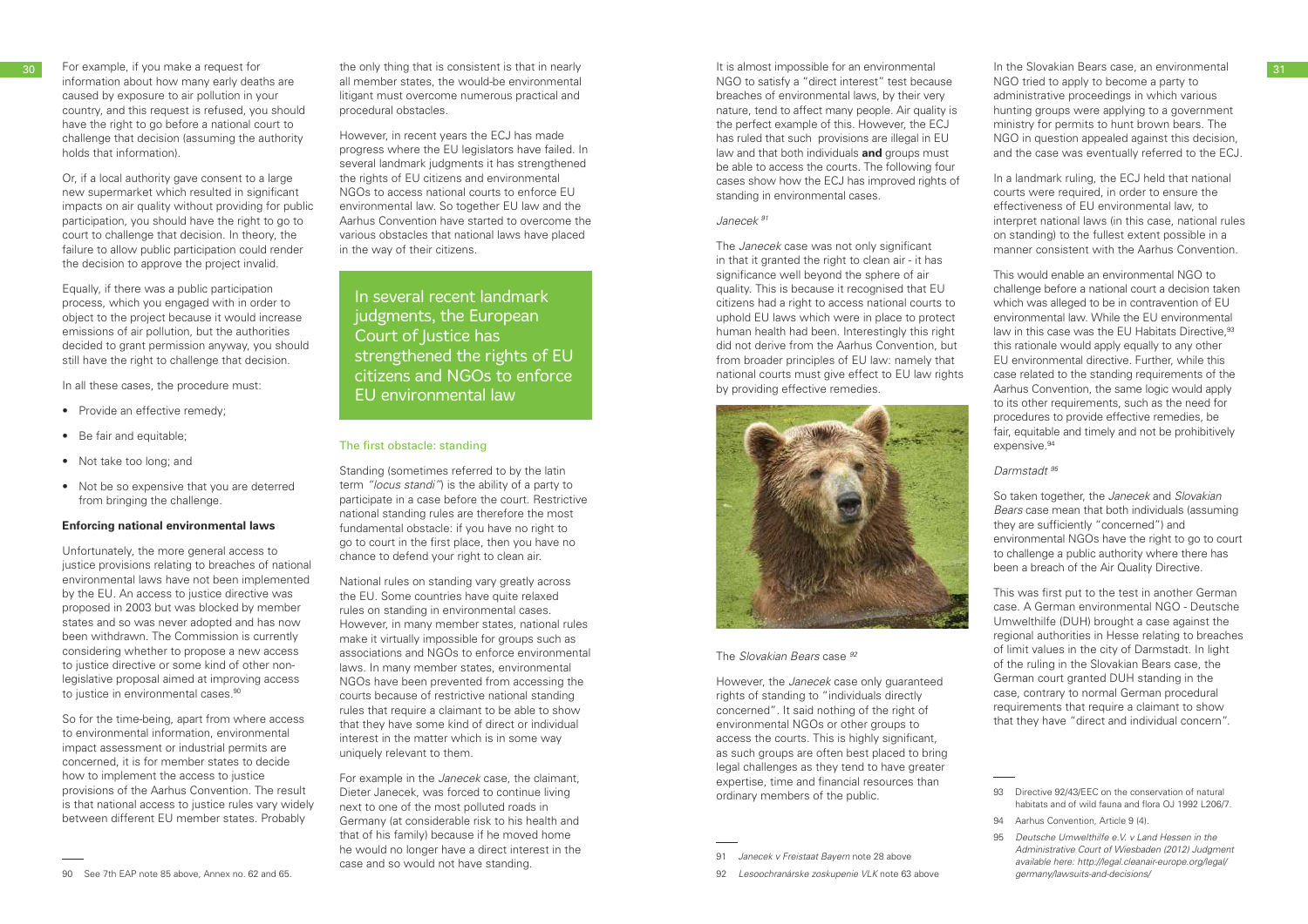For example, if you make a request for information about how many early deaths are caused by exposure to air pollution in your country, and this request is refused, you should have the right to go before a national court to challenge that decision (assuming the authority holds that information).

Or, if a local authority gave consent to a large new supermarket which resulted in significant impacts on air quality without providing for public participation, you should have the right to go to court to challenge that decision. In theory, the failure to allow public participation could render the decision to approve the project invalid.

Equally, if there was a public participation process, which you engaged with in order to object to the project because it would increase emissions of air pollution, but the authorities decided to grant permission anyway, you should still have the right to challenge that decision.

In all these cases, the procedure must:

- Provide an effective remedy;
- Be fair and equitable;
- Not take too long; and
- Not be so expensive that you are deterred from bringing the challenge.

**Enforcing national environmental laws**

Unfortunately, the more general access to justice provisions relating to breaches of national environmental laws have not been implemented by the EU. An access to justice directive was proposed in 2003 but was blocked by member states and so was never adopted and has now been withdrawn. The Commission is currently considering whether to propose a new access to justice directive or some kind of other non-legislative proposal aimed at improving access to justice in environmental cases.[90]

So for the time-being, apart from where access to environmental information, environmental impact assessment or industrial permits are concerned, it is for member states to decide how to implement the access to justice provisions of the Aarhus Convention. The result is that national access to justice rules vary widely between different EU member states. Probably the only thing that is consistent is that in nearly all member states, the would-be environmental litigant must overcome numerous practical and procedural obstacles.

However, in recent years the ECJ has made progress where the EU legislators have failed. In several landmark judgments it has strengthened the rights of EU citizens and environmental NGOs to access national courts to enforce EU environmental law. So together EU law and the Aarhus Convention have started to overcome the various obstacles that national laws have placed in the way of their citizens.

> In several recent landmark judgments, the European Court of Justice has strengthened the rights of EU citizens and NGOs to enforce EU environmental law

### The first obstacle: standing

Standing (sometimes referred to by the latin term *"locus standi"*) is the ability of a party to participate in a case before the court. Restrictive national standing rules are therefore the most fundamental obstacle: if you have no right to go to court in the first place, then you have no chance to defend your right to clean air.

National rules on standing vary greatly across the EU. Some countries have quite relaxed rules on standing in environmental cases. However, in many member states, national rules make it virtually impossible for groups such as associations and NGOs to enforce environmental laws. In many member states, environmental NGOs have been prevented from accessing the courts because of restrictive national standing rules that require a claimant to be able to show that they have some kind of direct or individual interest in the matter which is in some way uniquely relevant to them.

For example in the *Janecek* case, the claimant, Dieter Janecek, was forced to continue living next to one of the most polluted roads in Germany (at considerable risk to his health and that of his family) because if he moved home he would no longer have a direct interest in the case and so would not have standing.

It is almost impossible for an environmental NGO to satisfy a "direct interest" test because breaches of environmental laws, by their very nature, tend to affect many people. Air quality is the perfect example of this. However, the ECJ has ruled that such provisions are illegal in EU law and that both individuals **and** groups must be able to access the courts. The following four cases show how the ECJ has improved rights of standing in environmental cases.

*Janecek* [91]

The *Janecek* case was not only significant in that it granted the right to clean air - it has significance well beyond the sphere of air quality. This is because it recognised that EU citizens had a right to access national courts to uphold EU laws which were in place to protect human health had been. Interestingly this right did not derive from the Aarhus Convention, but from broader principles of EU law: namely that national courts must give effect to EU law rights by providing effective remedies.

The *Slovakian Bears* case [92]

However, the *Janecek* case only guaranteed rights of standing to "individuals directly concerned". It said nothing of the right of environmental NGOs or other groups to access the courts. This is highly significant, as such groups are often best placed to bring legal challenges as they tend to have greater expertise, time and financial resources than ordinary members of the public.

In the Slovakian Bears case, an environmental NGO tried to apply to become a party to administrative proceedings in which various hunting groups were applying to a government ministry for permits to hunt brown bears. The NGO in question appealed against this decision, and the case was eventually referred to the ECJ.

In a landmark ruling, the ECJ held that national courts were required, in order to ensure the effectiveness of EU environmental law, to interpret national laws (in this case, national rules on standing) to the fullest extent possible in a manner consistent with the Aarhus Convention.

This would enable an environmental NGO to challenge before a national court a decision taken which was alleged to be in contravention of EU environmental law. While the EU environmental law in this case was the EU Habitats Directive,[93] this rationale would apply equally to any other EU environmental directive. Further, while this case related to the standing requirements of the Aarhus Convention, the same logic would apply to its other requirements, such as the need for procedures to provide effective remedies, be fair, equitable and timely and not be prohibitively expensive.[94]

*Darmstadt* [95]

So taken together, the *Janecek* and *Slovakian Bears* case mean that both individuals (assuming they are sufficiently "concerned") and environmental NGOs have the right to go to court to challenge a public authority where there has been a breach of the Air Quality Directive.

This was first put to the test in another German case. A German environmental NGO - Deutsche Umwelthilfe (DUH) brought a case against the regional authorities in Hesse relating to breaches of limit values in the city of Darmstadt. In light of the ruling in the Slovakian Bears case, the German court granted DUH standing in the case, contrary to normal German procedural requirements that require a claimant to show that they have "direct and individual concern".

---

90 See 7th EAP note 85 above, Annex no. 62 and 65.

91 *Janecek v Freistaat Bayern* note 28 above

92 *Lesoochranárske zoskupenie VLK* note 63 above

93 Directive 92/43/EEC on the conservation of natural habitats and of wild fauna and flora OJ 1992 L206/7.

94 Aarhus Convention, Article 9 (4).

95 *Deutsche Umwelthilfe e.V. v Land Hessen in the Administrative Court of Wiesbaden (2012) Judgment available here: http://legal.cleanair-europe.org/legal/germany/lawsuits-and-decisions/*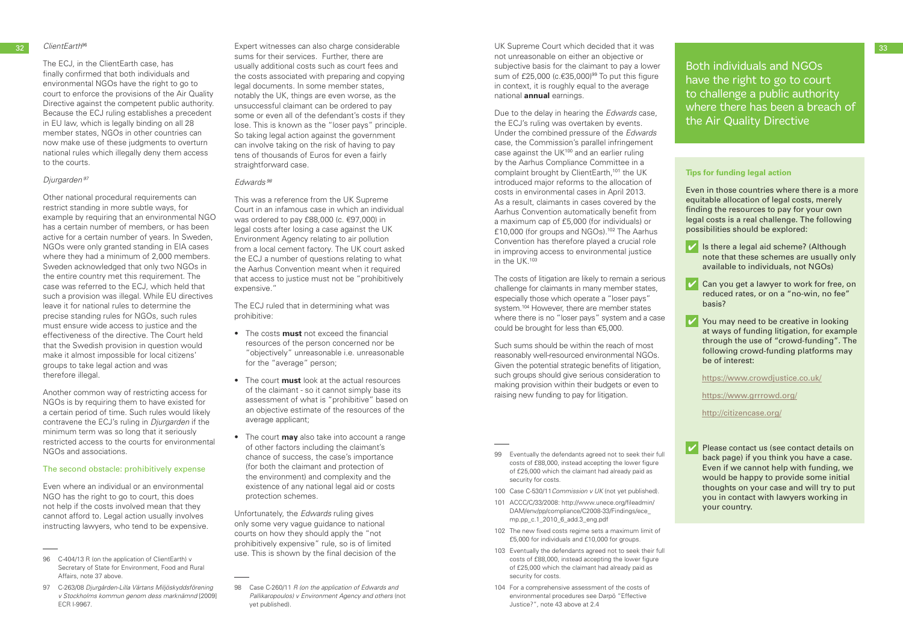*ClientEarth*[96]

The ECJ, in the ClientEarth case, has finally confirmed that both individuals and environmental NGOs have the right to go to court to enforce the provisions of the Air Quality Directive against the competent public authority. Because the ECJ ruling establishes a precedent in EU law, which is legally binding on all 28 member states, NGOs in other countries can now make use of these judgments to overturn national rules which illegally deny them access to the courts.

*Djurgarden*[97]

Other national procedural requirements can restrict standing in more subtle ways, for example by requiring that an environmental NGO has a certain number of members, or has been active for a certain number of years. In Sweden, NGOs were only granted standing in EIA cases where they had a minimum of 2,000 members. Sweden acknowledged that only two NGOs in the entire country met this requirement. The case was referred to the ECJ, which held that such a provision was illegal. While EU directives leave it for national rules to determine the precise standing rules for NGOs, such rules must ensure wide access to justice and the effectiveness of the directive. The Court held that the Swedish provision in question would make it almost impossible for local citizens' groups to take legal action and was therefore illegal.

Another common way of restricting access for NGOs is by requiring them to have existed for a certain period of time. Such rules would likely contravene the ECJ's ruling in *Djurgarden* if the minimum term was so long that it seriously restricted access to the courts for environmental NGOs and associations.

### The second obstacle: prohibitively expense

Even where an individual or an environmental NGO has the right to go to court, this does not help if the costs involved mean that they cannot afford to. Legal action usually involves instructing lawyers, who tend to be expensive. Expert witnesses can also charge considerable sums for their services. Further, there are usually additional costs such as court fees and the costs associated with preparing and copying legal documents. In some member states, notably the UK, things are even worse, as the unsuccessful claimant can be ordered to pay some or even all of the defendant's costs if they lose. This is known as the "loser pays" principle. So taking legal action against the government can involve taking on the risk of having to pay tens of thousands of Euros for even a fairly straightforward case.

*Edwards*[98]

This was a reference from the UK Supreme Court in an infamous case in which an individual was ordered to pay £88,000 (c. €97,000) in legal costs after losing a case against the UK Environment Agency relating to air pollution from a local cement factory. The UK court asked the ECJ a number of questions relating to what the Aarhus Convention meant when it required that access to justice must not be "prohibitively expensive."

The ECJ ruled that in determining what was prohibitive:

- The costs **must** not exceed the financial resources of the person concerned nor be "objectively" unreasonable i.e. unreasonable for the "average" person;
- The court **must** look at the actual resources of the claimant - so it cannot simply base its assessment of what is "prohibitive" based on an objective estimate of the resources of the average applicant;
- The court **may** also take into account a range of other factors including the claimant's chance of success, the case's importance (for both the claimant and protection of the environment) and complexity and the existence of any national legal aid or costs protection schemes.

Unfortunately, the *Edwards* ruling gives only some very vague guidance to national courts on how they should apply the "not prohibitively expensive" rule, so is of limited use. This is shown by the final decision of the UK Supreme Court which decided that it was not unreasonable on either an objective or subjective basis for the claimant to pay a lower sum of £25,000 (c.€35,000)[99] To put this figure in context, it is roughly equal to the average national **annual** earnings.

Due to the delay in hearing the *Edwards* case, the ECJ's ruling was overtaken by events. Under the combined pressure of the *Edwards* case, the Commission's parallel infringement case against the UK[100] and an earlier ruling by the Aarhus Compliance Committee in a complaint brought by ClientEarth,[101] the UK introduced major reforms to the allocation of costs in environmental cases in April 2013. As a result, claimants in cases covered by the Aarhus Convention automatically benefit from a maximum cap of £5,000 (for individuals) or £10,000 (for groups and NGOs).[102] The Aarhus Convention has therefore played a crucial role in improving access to environmental justice in the UK.[103]

The costs of litigation are likely to remain a serious challenge for claimants in many member states, especially those which operate a "loser pays" system.[104] However, there are member states where there is no "loser pays" system and a case could be brought for less than €5,000.

Such sums should be within the reach of most reasonably well-resourced environmental NGOs. Given the potential strategic benefits of litigation, such groups should give serious consideration to making provision within their budgets or even to raising new funding to pay for litigation.

## Both individuals and NGOs have the right to go to court to challenge a public authority where there has been a breach of the Air Quality Directive

### Tips for funding legal action

Even in those countries where there is a more equitable allocation of legal costs, merely finding the resources to pay for your own legal costs is a real challenge. The following possibilities should be explored:

- ✔ Is there a legal aid scheme? (Although note that these schemes are usually only available to individuals, not NGOs)
- ✔ Can you get a lawyer to work for free, on reduced rates, or on a "no-win, no fee" basis?
- ✔ You may need to be creative in looking at ways of funding litigation, for example through the use of "crowd-funding". The following crowd-funding platforms may be of interest:

  https://www.crowdjustice.co.uk/

  https://www.grrrowd.org/

  http://citizencase.org/

- ✔ Please contact us (see contact details on back page) if you think you have a case. Even if we cannot help with funding, we would be happy to provide some initial thoughts on your case and will try to put you in contact with lawyers working in your country.

---

96 C-404/13 R (on the application of ClientEarth) v Secretary of State for Environment, Food and Rural Affairs, note 37 above.

97 C-263/08 *Djurgården-Lilla Värtans Miljöskyddsförening v Stockholms kommun genom dess marknämnd* [2009] ECR I-9967.

98 Case C-260/11 *R (on the application of Edwards and Pallikaropoulos) v Environment Agency and others* (not yet published).

99 Eventually the defendants agreed not to seek their full costs of £88,000, instead accepting the lower figure of £25,000 which the claimant had already paid as security for costs.

100 Case C-530/11 *Commission v UK* (not yet published).

101 ACCC/C/33/2008: http://www.unece.org/fileadmin/DAM/env/pp/compliance/C2008-33/Findings/ece_mp.pp_c.1_2010_6_add.3_eng.pdf

102 The new fixed costs regime sets a maximum limit of £5,000 for individuals and £10,000 for groups.

103 Eventually the defendants agreed not to seek their full costs of £88,000, instead accepting the lower figure of £25,000 which the claimant had already paid as security for costs.

104 For a comprehensive assessment of the costs of environmental procedures see Darpö "Effective Justice?", note 43 above at 2.4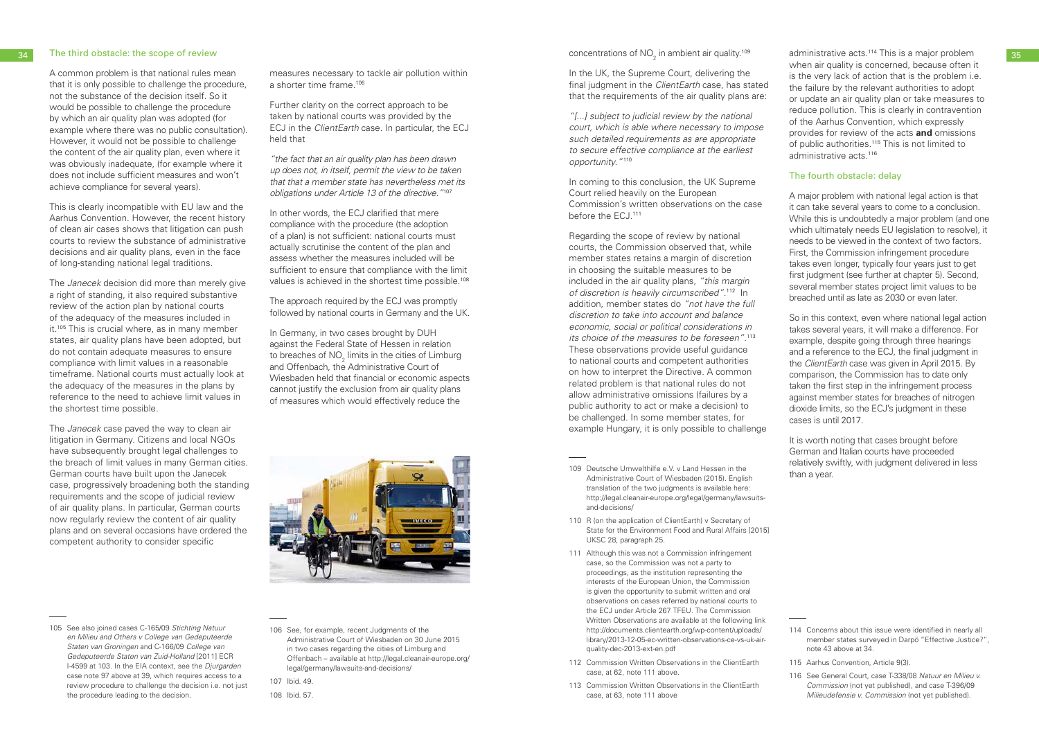## The third obstacle: the scope of review

A common problem is that national rules mean that it is only possible to challenge the procedure, not the substance of the decision itself. So it would be possible to challenge the procedure by which an air quality plan was adopted (for example where there was no public consultation). However, it would not be possible to challenge the content of the air quality plan, even where it was obviously inadequate, (for example where it does not include sufficient measures and won't achieve compliance for several years).

This is clearly incompatible with EU law and the Aarhus Convention. However, the recent history of clean air cases shows that litigation can push courts to review the substance of administrative decisions and air quality plans, even in the face of long-standing national legal traditions.

The *Janecek* decision did more than merely give a right of standing, it also required substantive review of the action plan by national courts of the adequacy of the measures included in it.[105] This is crucial where, as in many member states, air quality plans have been adopted, but do not contain adequate measures to ensure compliance with limit values in a reasonable timeframe. National courts must actually look at the adequacy of the measures in the plans by reference to the need to achieve limit values in the shortest time possible.

The *Janecek* case paved the way to clean air litigation in Germany. Citizens and local NGOs have subsequently brought legal challenges to the breach of limit values in many German cities. German courts have built upon the Janecek case, progressively broadening both the standing requirements and the scope of judicial review of air quality plans. In particular, German courts now regularly review the content of air quality plans and on several occasions have ordered the competent authority to consider specific measures necessary to tackle air pollution within a shorter time frame.[106]

Further clarity on the correct approach to be taken by national courts was provided by the ECJ in the *ClientEarth* case. In particular, the ECJ held that

*"the fact that an air quality plan has been drawn up does not, in itself, permit the view to be taken that a member state has nevertheless met its obligations under Article 13 of the directive."*[107]

In other words, the ECJ clarified that mere compliance with the procedure (the adoption of a plan) is not sufficient: national courts must actually scrutinise the content of the plan and assess whether the measures included will be sufficient to ensure that compliance with the limit values is achieved in the shortest time possible.[108]

The approach required by the ECJ was promptly followed by national courts in Germany and the UK.

In Germany, in two cases brought by DUH against the Federal State of Hessen in relation to breaches of $NO_2$ limits in the cities of Limburg and Offenbach, the Administrative Court of Wiesbaden held that financial or economic aspects cannot justify the exclusion from air quality plans of measures which would effectively reduce the concentrations of $NO_2$ in ambient air quality.[109]

In the UK, the Supreme Court, delivering the final judgment in the *ClientEarth* case, has stated that the requirements of the air quality plans are:

*"[...] subject to judicial review by the national court, which is able where necessary to impose such detailed requirements as are appropriate to secure effective compliance at the earliest opportunity."*[110]

In coming to this conclusion, the UK Supreme Court relied heavily on the European Commission's written observations on the case before the ECJ.[111]

Regarding the scope of review by national courts, the Commission observed that, while member states retains a margin of discretion in choosing the suitable measures to be included in the air quality plans, *"this margin of discretion is heavily circumscribed"*.[112] In addition, member states do *"not have the full discretion to take into account and balance economic, social or political considerations in its choice of the measures to be foreseen"*.[113] These observations provide useful guidance to national courts and competent authorities on how to interpret the Directive. A common related problem is that national rules do not allow administrative omissions (failures by a public authority to act or make a decision) to be challenged. In some member states, for example Hungary, it is only possible to challenge administrative acts.[114] This is a major problem when air quality is concerned, because often it is the very lack of action that is the problem i.e. the failure by the relevant authorities to adopt or update an air quality plan or take measures to reduce pollution. This is clearly in contravention of the Aarhus Convention, which expressly provides for review of the acts **and** omissions of public authorities.[115] This is not limited to administrative acts.[116]

## The fourth obstacle: delay

A major problem with national legal action is that it can take several years to come to a conclusion. While this is undoubtedly a major problem (and one which ultimately needs EU legislation to resolve), it needs to be viewed in the context of two factors. First, the Commission infringement procedure takes even longer, typically four years just to get first judgment (see further at chapter 5). Second, several member states project limit values to be breached until as late as 2030 or even later.

So in this context, even where national legal action takes several years, it will make a difference. For example, despite going through three hearings and a reference to the ECJ, the final judgment in the *ClientEarth* case was given in April 2015. By comparison, the Commission has to date only taken the first step in the infringement process against member states for breaches of nitrogen dioxide limits, so the ECJ's judgment in these cases is until 2017.

It is worth noting that cases brought before German and Italian courts have proceeded relatively swiftly, with judgment delivered in less than a year.

---

105 See also joined cases C-165/09 *Stichting Natuur en Milieu and Others v College van Gedeputeerde Staten van Groningen* and C-166/09 *College van Gedeputeerde Staten van Zuid-Holland* [2011] ECR I-4599 at 103. In the EIA context, see the *Djurgarden* case note 97 above at 39, which requires access to a review procedure to challenge the decision i.e. not just the procedure leading to the decision.

106 See, for example, recent Judgments of the Administrative Court of Wiesbaden on 30 June 2015 in two cases regarding the cities of Limburg and Offenbach – available at http://legal.cleanair-europe.org/legal/germany/lawsuits-and-decisions/

107 Ibid. 49.

108 Ibid. 57.

109 Deutsche Umwelthilfe e.V. v Land Hessen in the Administrative Court of Wiesbaden (2015). English translation of the two judgments is available here: http://legal.cleanair-europe.org/legal/germany/lawsuits-and-decisions/

110 R (on the application of ClientEarth) v Secretary of State for the Environment Food and Rural Affairs [2015] UKSC 28, paragraph 25.

111 Although this was not a Commission infringement case, so the Commission was not a party to proceedings, as the institution representing the interests of the European Union, the Commission is given the opportunity to submit written and oral observations on cases referred by national courts to the ECJ under Article 267 TFEU. The Commission Written Observations are available at the following link http://documents.clientearth.org/wp-content/uploads/library/2013-12-05-ec-written-observations-ce-vs-uk-air-quality-dec-2013-ext-en.pdf

112 Commission Written Observations in the ClientEarth case, at 62, note 111 above.

113 Commission Written Observations in the ClientEarth case, at 63, note 111 above

114 Concerns about this issue were identified in nearly all member states surveyed in Darpö "Effective Justice?", note 43 above at 34.

115 Aarhus Convention, Article 9(3).

116 See General Court, case T-338/08 *Natuur en Milieu v. Commission* (not yet published), and case T-396/09 *Milieudefensie v. Commission* (not yet published).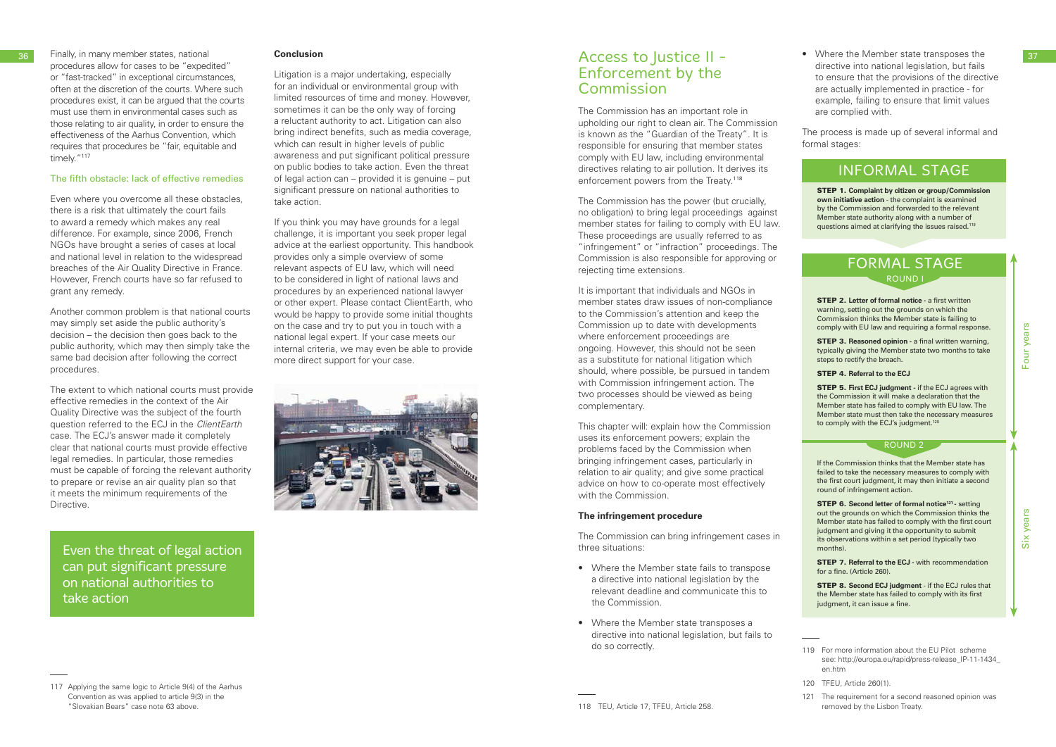Finally, in many member states, national procedures allow for cases to be "expedited" or "fast-tracked" in exceptional circumstances, often at the discretion of the courts. Where such procedures exist, it can be argued that the courts must use them in environmental cases such as those relating to air quality, in order to ensure the effectiveness of the Aarhus Convention, which requires that procedures be "fair, equitable and timely."[117]

### The fifth obstacle: lack of effective remedies

Even where you overcome all these obstacles, there is a risk that ultimately the court fails to award a remedy which makes any real difference. For example, since 2006, French NGOs have brought a series of cases at local and national level in relation to the widespread breaches of the Air Quality Directive in France. However, French courts have so far refused to grant any remedy.

Another common problem is that national courts may simply set aside the public authority's decision – the decision then goes back to the public authority, which may then simply take the same bad decision after following the correct procedures.

The extent to which national courts must provide effective remedies in the context of the Air Quality Directive was the subject of the fourth question referred to the ECJ in the *ClientEarth* case. The ECJ's answer made it completely clear that national courts must provide effective legal remedies. In particular, those remedies must be capable of forcing the relevant authority to prepare or revise an air quality plan so that it meets the minimum requirements of the Directive.

> Even the threat of legal action can put significant pressure on national authorities to take action

117 Applying the same logic to Article 9(4) of the Aarhus Convention as was applied to article 9(3) in the "Slovakian Bears" case note 63 above.

**Conclusion**

Litigation is a major undertaking, especially for an individual or environmental group with limited resources of time and money. However, sometimes it can be the only way of forcing a reluctant authority to act. Litigation can also bring indirect benefits, such as media coverage, which can result in higher levels of public awareness and put significant political pressure on public bodies to take action. Even the threat of legal action can – provided it is genuine – put significant pressure on national authorities to take action.

If you think you may have grounds for a legal challenge, it is important you seek proper legal advice at the earliest opportunity. This handbook provides only a simple overview of some relevant aspects of EU law, which will need to be considered in light of national laws and procedures by an experienced national lawyer or other expert. Please contact ClientEarth, who would be happy to provide some initial thoughts on the case and try to put you in touch with a national legal expert. If your case meets our internal criteria, we may even be able to provide more direct support for your case.

## Access to Justice II - Enforcement by the Commission

The Commission has an important role in upholding our right to clean air. The Commission is known as the "Guardian of the Treaty". It is responsible for ensuring that member states comply with EU law, including environmental directives relating to air pollution. It derives its enforcement powers from the Treaty.[118]

The Commission has the power (but crucially, no obligation) to bring legal proceedings against member states for failing to comply with EU law. These proceedings are usually referred to as "infringement" or "infraction" proceedings. The Commission is also responsible for approving or rejecting time extensions.

It is important that individuals and NGOs in member states draw issues of non-compliance to the Commission's attention and keep the Commission up to date with developments where enforcement proceedings are ongoing. However, this should not be seen as a substitute for national litigation which should, where possible, be pursued in tandem with Commission infringement action. The two processes should be viewed as being complementary.

This chapter will: explain how the Commission uses its enforcement powers; explain the problems faced by the Commission when bringing infringement cases, particularly in relation to air quality; and give some practical advice on how to co-operate most effectively with the Commission.

**The infringement procedure**

The Commission can bring infringement cases in three situations:

- Where the Member state fails to transpose a directive into national legislation by the relevant deadline and communicate this to the Commission.
- Where the Member state transposes a directive into national legislation, but fails to do so correctly.
- Where the Member state transposes the directive into national legislation, but fails to ensure that the provisions of the directive are actually implemented in practice - for example, failing to ensure that limit values are complied with.

The process is made up of several informal and formal stages:

### INFORMAL STAGE

**STEP 1. Complaint by citizen or group/Commission own initiative action** - the complaint is examined by the Commission and forwarded to the relevant Member state authority along with a number of questions aimed at clarifying the issues raised.[119]

### FORMAL STAGE

**ROUND 1** (Four years)

**STEP 2. Letter of formal notice** - a first written warning, setting out the grounds on which the Commission thinks the Member state is failing to comply with EU law and requiring a formal response.

**STEP 3. Reasoned opinion** - a final written warning, typically giving the Member state two months to take steps to rectify the breach.

**STEP 4. Referral to the ECJ**

**STEP 5. First ECJ judgment** - if the ECJ agrees with the Commission it will make a declaration that the Member state has failed to comply with EU law. The Member state must then take the necessary measures to comply with the ECJ's judgment.[120]

**ROUND 2** (Six years)

If the Commission thinks that the Member state has failed to take the necessary measures to comply with the first court judgment, it may then initiate a second round of infringement action.

**STEP 6. Second letter of formal notice[121]** - setting out the grounds on which the Commission thinks the Member state has failed to comply with the first court judgment and giving it the opportunity to submit its observations within a set period (typically two months).

**STEP 7. Referral to the ECJ** - with recommendation for a fine. (Article 260).

**STEP 8. Second ECJ judgment** - if the ECJ rules that the Member state has failed to comply with its first judgment, it can issue a fine.

118 TEU, Article 17, TFEU, Article 258.

119 For more information about the EU Pilot scheme see: http://europa.eu/rapid/press-release_IP-11-1434_en.htm

120 TFEU, Article 260(1).

121 The requirement for a second reasoned opinion was removed by the Lisbon Treaty.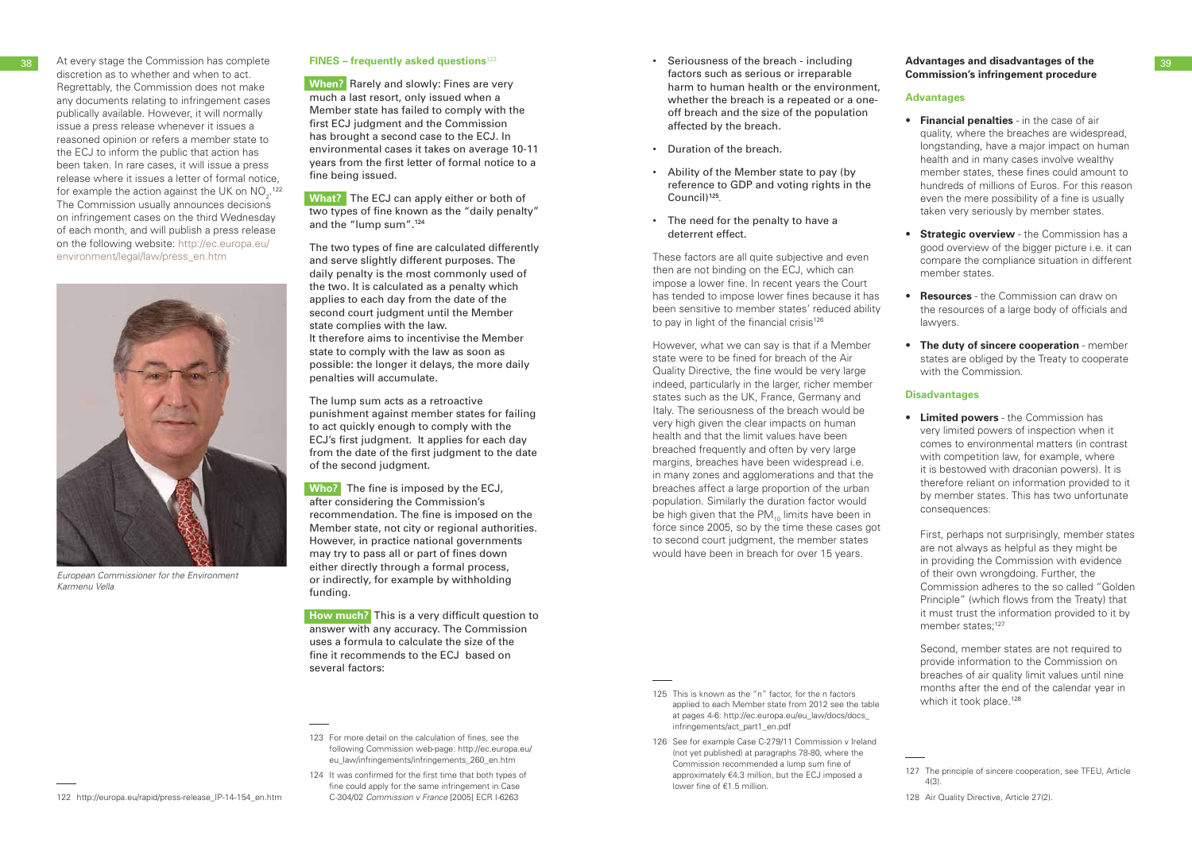At every stage the Commission has complete discretion as to whether and when to act. Regrettably, the Commission does not make any documents relating to infringement cases publically available. However, it will normally issue a press release whenever it issues a reasoned opinion or refers a member state to the ECJ to inform the public that action has been taken. In rare cases, it will issue a press release where it issues a letter of formal notice, for example the action against the UK on $NO_2$.[122] The Commission usually announces decisions on infringement cases on the third Wednesday of each month, and will publish a press release on the following website: http://ec.europa.eu/environment/legal/law/press_en.htm

*European Commissioner for the Environment Karmenu Vella*

122 http://europa.eu/rapid/press-release_IP-14-154_en.htm

### FINES – frequently asked questions[123]

**When?** Rarely and slowly: Fines are very much a last resort, only issued when a Member state has failed to comply with the first ECJ judgment and the Commission has brought a second case to the ECJ. In environmental cases it takes on average 10-11 years from the first letter of formal notice to a fine being issued.

**What?** The ECJ can apply either or both of two types of fine known as the "daily penalty" and the "lump sum".[124]

The two types of fine are calculated differently and serve slightly different purposes. The daily penalty is the most commonly used of the two. It is calculated as a penalty which applies to each day from the date of the second court judgment until the Member state complies with the law.
It therefore aims to incentivise the Member state to comply with the law as soon as possible: the longer it delays, the more daily penalties will accumulate.

The lump sum acts as a retroactive punishment against member states for failing to act quickly enough to comply with the ECJ's first judgment. It applies for each day from the date of the first judgment to the date of the second judgment.

**Who?** The fine is imposed by the ECJ, after considering the Commission's recommendation. The fine is imposed on the Member state, not city or regional authorities. However, in practice national governments may try to pass all or part of fines down either directly through a formal process, or indirectly, for example by withholding funding.

**How much?** This is a very difficult question to answer with any accuracy. The Commission uses a formula to calculate the size of the fine it recommends to the ECJ based on several factors:

- Seriousness of the breach - including factors such as serious or irreparable harm to human health or the environment, whether the breach is a repeated or a one-off breach and the size of the population affected by the breach.
- Duration of the breach.
- Ability of the Member state to pay (by reference to GDP and voting rights in the Council)[125].
- The need for the penalty to have a deterrent effect.

These factors are all quite subjective and even then are not binding on the ECJ, which can impose a lower fine. In recent years the Court has tended to impose lower fines because it has been sensitive to member states' reduced ability to pay in light of the financial crisis[126]

However, what we can say is that if a Member state were to be fined for breach of the Air Quality Directive, the fine would be very large indeed, particularly in the larger, richer member states such as the UK, France, Germany and Italy. The seriousness of the breach would be very high given the clear impacts on human health and that the limit values have been breached frequently and often by very large margins, breaches have been widespread i.e. in many zones and agglomerations and that the breaches affect a large proportion of the urban population. Similarly the duration factor would be high given that the $PM_{10}$ limits have been in force since 2005, so by the time these cases got to second court judgment, the member states would have been in breach for over 15 years.

123 For more detail on the calculation of fines, see the following Commission web-page: http://ec.europa.eu/eu_law/infringements/infringements_260_en.htm

124 It was confirmed for the first time that both types of fine could apply for the same infringement in Case C-304/02 *Commission v France* [2005] ECR I-6263

125 This is known as the "n" factor, for the n factors applied to each Member state from 2012 see the table at pages 4-6: http://ec.europa.eu/eu_law/docs/docs_infringements/act_part1_en.pdf

126 See for example Case C-279/11 Commission v Ireland (not yet published) at paragraphs 78-80, where the Commission recommended a lump sum fine of approximately €4.3 million, but the ECJ imposed a lower fine of €1.5 million.

### Advantages and disadvantages of the Commission's infringement procedure

#### Advantages

- **Financial penalties** - in the case of air quality, where the breaches are widespread, longstanding, have a major impact on human health and in many cases involve wealthy member states, these fines could amount to hundreds of millions of Euros. For this reason even the mere possibility of a fine is usually taken very seriously by member states.
- **Strategic overview** - the Commission has a good overview of the bigger picture i.e. it can compare the compliance situation in different member states.
- **Resources** - the Commission can draw on the resources of a large body of officials and lawyers.
- **The duty of sincere cooperation** - member states are obliged by the Treaty to cooperate with the Commission.

#### Disadvantages

- **Limited powers** - the Commission has very limited powers of inspection when it comes to environmental matters (in contrast with competition law, for example, where it is bestowed with draconian powers). It is therefore reliant on information provided to it by member states. This has two unfortunate consequences:

  First, perhaps not surprisingly, member states are not always as helpful as they might be in providing the Commission with evidence of their own wrongdoing. Further, the Commission adheres to the so called "Golden Principle" (which flows from the Treaty) that it must trust the information provided to it by member states;[127]

  Second, member states are not required to provide information to the Commission on breaches of air quality limit values until nine months after the end of the calendar year in which it took place.[128]

127 The principle of sincere cooperation, see TFEU, Article 4(3).

128 Air Quality Directive, Article 27(2).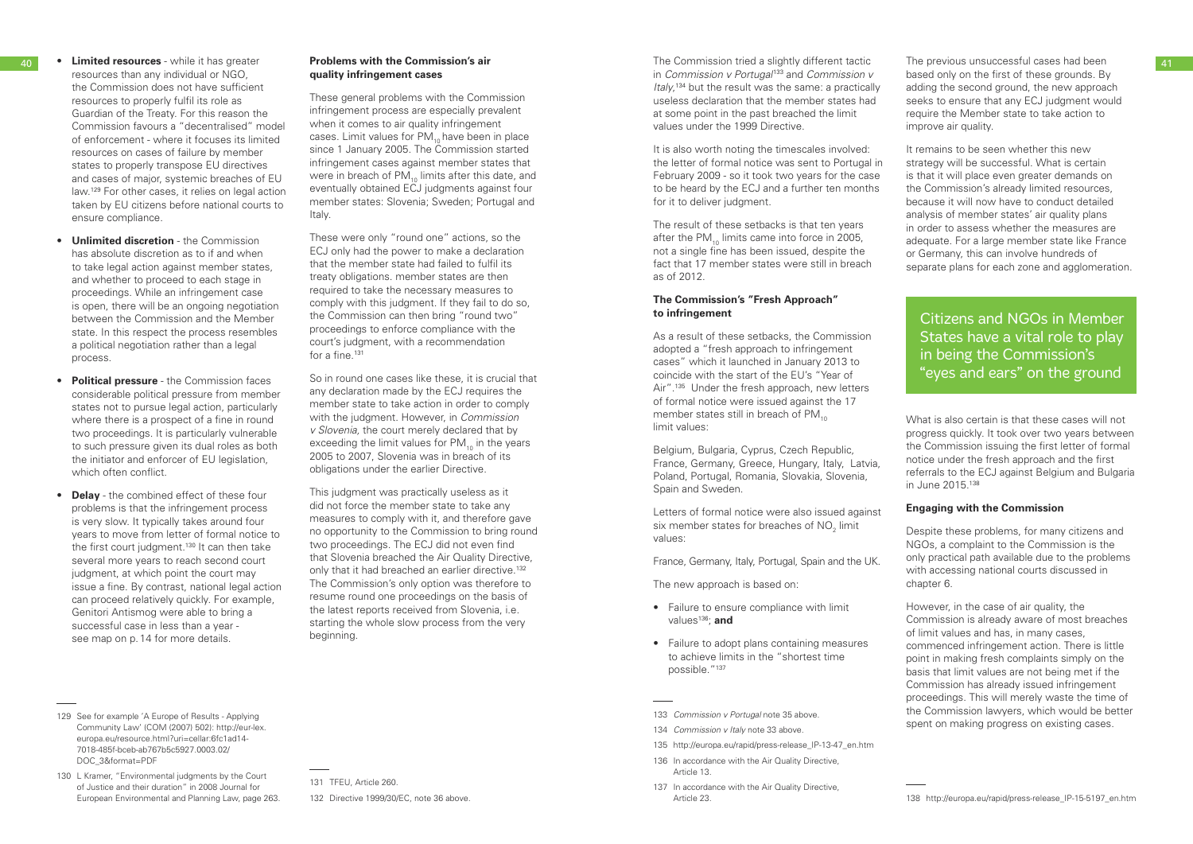- **Limited resources** - while it has greater resources than any individual or NGO, the Commission does not have sufficient resources to properly fulfil its role as Guardian of the Treaty. For this reason the Commission favours a "decentralised" model of enforcement - where it focuses its limited resources on cases of failure by member states to properly transpose EU directives and cases of major, systemic breaches of EU law.[129] For other cases, it relies on legal action taken by EU citizens before national courts to ensure compliance.

- **Unlimited discretion** - the Commission has absolute discretion as to if and when to take legal action against member states, and whether to proceed to each stage in proceedings. While an infringement case is open, there will be an ongoing negotiation between the Commission and the Member state. In this respect the process resembles a political negotiation rather than a legal process.

- **Political pressure** - the Commission faces considerable political pressure from member states not to pursue legal action, particularly where there is a prospect of a fine in round two proceedings. It is particularly vulnerable to such pressure given its dual roles as both the initiator and enforcer of EU legislation, which often conflict.

- **Delay** - the combined effect of these four problems is that the infringement process is very slow. It typically takes around four years to move from letter of formal notice to the first court judgment.[130] It can then take several more years to reach second court judgment, at which point the court may issue a fine. By contrast, national legal action can proceed relatively quickly. For example, Genitori Antismog were able to bring a successful case in less than a year - see map on p. 14 for more details.

129 See for example 'A Europe of Results - Applying Community Law' (COM (2007) 502): http://eur-lex.europa.eu/resource.html?uri=cellar:6fc1ad14-7018-485f-bceb-ab767b5c5927.0003.02/DOC_3&format=PDF

130 L Kramer, "Environmental judgments by the Court of Justice and their duration" in 2008 Journal for European Environmental and Planning Law, page 263.

**Problems with the Commission's air quality infringement cases**

These general problems with the Commission infringement process are especially prevalent when it comes to air quality infringement cases. Limit values for $PM_{10}$ have been in place since 1 January 2005. The Commission started infringement cases against member states that were in breach of $PM_{10}$ limits after this date, and eventually obtained ECJ judgments against four member states: Slovenia; Sweden; Portugal and Italy.

These were only "round one" actions, so the ECJ only had the power to make a declaration that the member state had failed to fulfil its treaty obligations. member states are then required to take the necessary measures to comply with this judgment. If they fail to do so, the Commission can then bring "round two" proceedings to enforce compliance with the court's judgment, with a recommendation for a fine.[131]

So in round one cases like these, it is crucial that any declaration made by the ECJ requires the member state to take action in order to comply with the judgment. However, in *Commission v Slovenia*, the court merely declared that by exceeding the limit values for $PM_{10}$ in the years 2005 to 2007, Slovenia was in breach of its obligations under the earlier Directive.

This judgment was practically useless as it did not force the member state to take any measures to comply with it, and therefore gave no opportunity to the Commission to bring round two proceedings. The ECJ did not even find that Slovenia breached the Air Quality Directive, only that it had breached an earlier directive.[132] The Commission's only option was therefore to resume round one proceedings on the basis of the latest reports received from Slovenia, i.e. starting the whole slow process from the very beginning.

131 TFEU, Article 260.

132 Directive 1999/30/EC, note 36 above.

The Commission tried a slightly different tactic in *Commission v Portugal*[133] and *Commission v Italy*,[134] but the result was the same: a practically useless declaration that the member states had at some point in the past breached the limit values under the 1999 Directive.

It is also worth noting the timescales involved: the letter of formal notice was sent to Portugal in February 2009 - so it took two years for the case to be heard by the ECJ and a further ten months for it to deliver judgment.

The result of these setbacks is that ten years after the $PM_{10}$ limits came into force in 2005, not a single fine has been issued, despite the fact that 17 member states were still in breach as of 2012.

**The Commission's "Fresh Approach" to infringement**

As a result of these setbacks, the Commission adopted a "fresh approach to infringement cases" which it launched in January 2013 to coincide with the start of the EU's "Year of Air".[135] Under the fresh approach, new letters of formal notice were issued against the 17 member states still in breach of $PM_{10}$ limit values:

Belgium, Bulgaria, Cyprus, Czech Republic, France, Germany, Greece, Hungary, Italy, Latvia, Poland, Portugal, Romania, Slovakia, Slovenia, Spain and Sweden.

Letters of formal notice were also issued against six member states for breaches of $NO_2$ limit values:

France, Germany, Italy, Portugal, Spain and the UK.

The new approach is based on:

- Failure to ensure compliance with limit values[136]; **and**

- Failure to adopt plans containing measures to achieve limits in the "shortest time possible."[137]

133 *Commission v Portugal* note 35 above.

134 *Commission v Italy* note 33 above.

135 http://europa.eu/rapid/press-release_IP-13-47_en.htm

136 In accordance with the Air Quality Directive, Article 13.

137 In accordance with the Air Quality Directive, Article 23.

The previous unsuccessful cases had been based only on the first of these grounds. By adding the second ground, the new approach seeks to ensure that any ECJ judgment would require the Member state to take action to improve air quality.

It remains to be seen whether this new strategy will be successful. What is certain is that it will place even greater demands on the Commission's already limited resources, because it will now have to conduct detailed analysis of member states' air quality plans in order to assess whether the measures are adequate. For a large member state like France or Germany, this can involve hundreds of separate plans for each zone and agglomeration.

Citizens and NGOs in Member States have a vital role to play in being the Commission's "eyes and ears" on the ground

What is also certain is that these cases will not progress quickly. It took over two years between the Commission issuing the first letter of formal notice under the fresh approach and the first referrals to the ECJ against Belgium and Bulgaria in June 2015.[138]

**Engaging with the Commission**

Despite these problems, for many citizens and NGOs, a complaint to the Commission is the only practical path available due to the problems with accessing national courts discussed in chapter 6.

However, in the case of air quality, the Commission is already aware of most breaches of limit values and has, in many cases, commenced infringement action. There is little point in making fresh complaints simply on the basis that limit values are not being met if the Commission has already issued infringement proceedings. This will merely waste the time of the Commission lawyers, which would be better spent on making progress on existing cases.

138 http://europa.eu/rapid/press-release_IP-15-5197_en.htm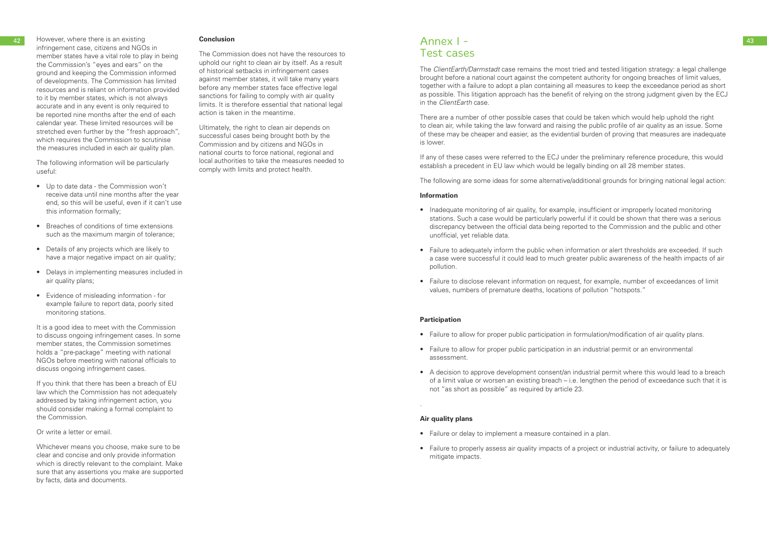However, where there is an existing infringement case, citizens and NGOs in member states have a vital role to play in being the Commission's "eyes and ears" on the ground and keeping the Commission informed of developments. The Commission has limited resources and is reliant on information provided to it by member states, which is not always accurate and in any event is only required to be reported nine months after the end of each calendar year. These limited resources will be stretched even further by the "fresh approach", which requires the Commission to scrutinise the measures included in each air quality plan.

The following information will be particularly useful:

- Up to date data - the Commission won't receive data until nine months after the year end, so this will be useful, even if it can't use this information formally;
- Breaches of conditions of time extensions such as the maximum margin of tolerance;
- Details of any projects which are likely to have a major negative impact on air quality;
- Delays in implementing measures included in air quality plans;
- Evidence of misleading information - for example failure to report data, poorly sited monitoring stations.

It is a good idea to meet with the Commission to discuss ongoing infringement cases. In some member states, the Commission sometimes holds a "pre-package" meeting with national NGOs before meeting with national officials to discuss ongoing infringement cases.

If you think that there has been a breach of EU law which the Commission has not adequately addressed by taking infringement action, you should consider making a formal complaint to the Commission.

Or write a letter or email.

Whichever means you choose, make sure to be clear and concise and only provide information which is directly relevant to the complaint. Make sure that any assertions you make are supported by facts, data and documents.

**Conclusion**

The Commission does not have the resources to uphold our right to clean air by itself. As a result of historical setbacks in infringement cases against member states, it will take many years before any member states face effective legal sanctions for failing to comply with air quality limits. It is therefore essential that national legal action is taken in the meantime.

Ultimately, the right to clean air depends on successful cases being brought both by the Commission and by citizens and NGOs in national courts to force national, regional and local authorities to take the measures needed to comply with limits and protect health.

# Annex I - Test cases

The *ClientEarth/Darmstadt* case remains the most tried and tested litigation strategy: a legal challenge brought before a national court against the competent authority for ongoing breaches of limit values, together with a failure to adopt a plan containing all measures to keep the exceedance period as short as possible. This litigation approach has the benefit of relying on the strong judgment given by the ECJ in the *ClientEarth* case.

There are a number of other possible cases that could be taken which would help uphold the right to clean air, while taking the law forward and raising the public profile of air quality as an issue. Some of these may be cheaper and easier, as the evidential burden of proving that measures are inadequate is lower.

If any of these cases were referred to the ECJ under the preliminary reference procedure, this would establish a precedent in EU law which would be legally binding on all 28 member states.

The following are some ideas for some alternative/additional grounds for bringing national legal action:

**Information**

- Inadequate monitoring of air quality, for example, insufficient or improperly located monitoring stations. Such a case would be particularly powerful if it could be shown that there was a serious discrepancy between the official data being reported to the Commission and the public and other unofficial, yet reliable data.
- Failure to adequately inform the public when information or alert thresholds are exceeded. If such a case were successful it could lead to much greater public awareness of the health impacts of air pollution.
- Failure to disclose relevant information on request, for example, number of exceedances of limit values, numbers of premature deaths, locations of pollution "hotspots."

**Participation**

- Failure to allow for proper public participation in formulation/modification of air quality plans.
- Failure to allow for proper public participation in an industrial permit or an environmental assessment.
- A decision to approve development consent/an industrial permit where this would lead to a breach of a limit value or worsen an existing breach – i.e. lengthen the period of exceedance such that it is not "as short as possible" as required by article 23.

**Air quality plans**

- Failure or delay to implement a measure contained in a plan.
- Failure to properly assess air quality impacts of a project or industrial activity, or failure to adequately mitigate impacts.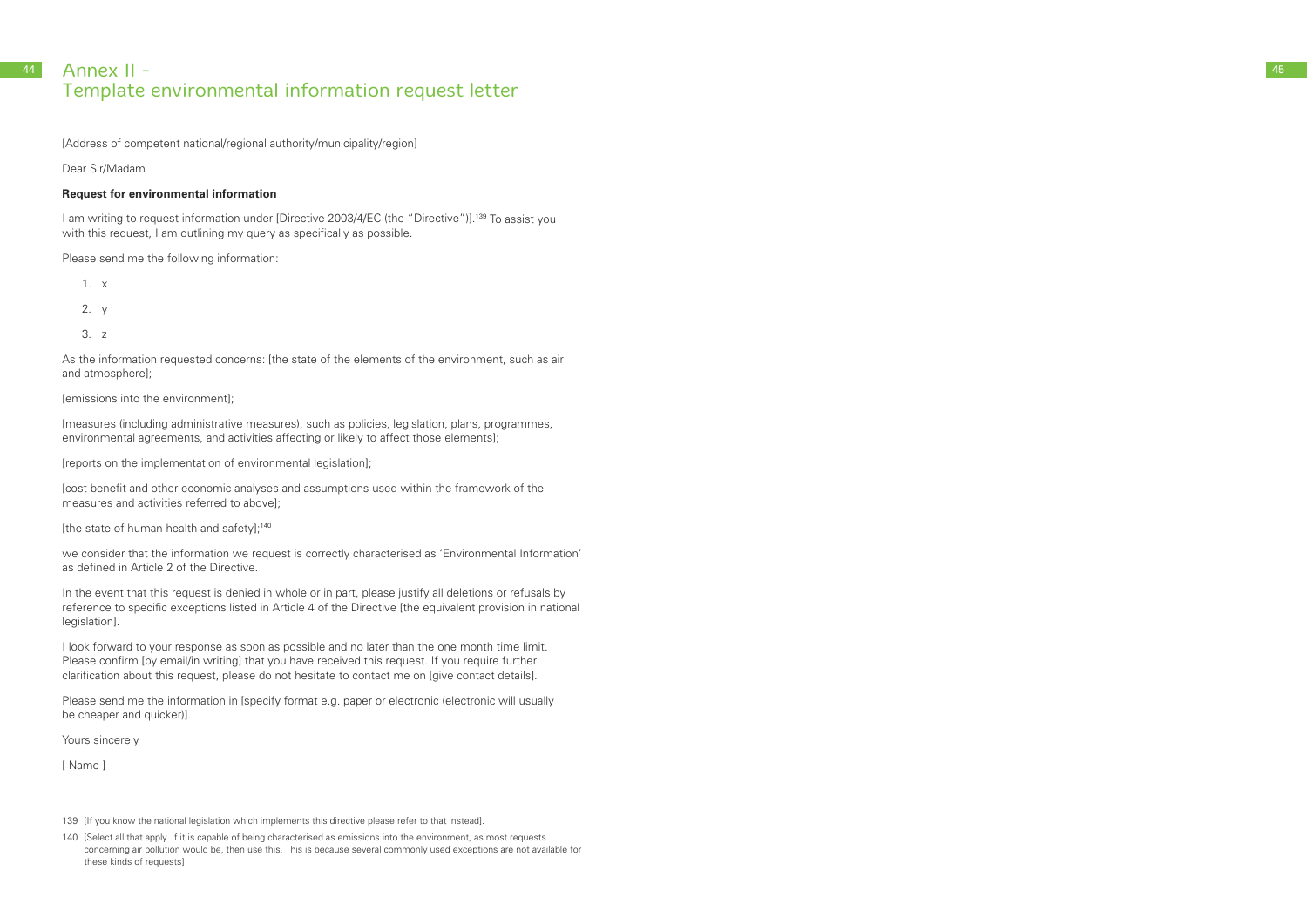# Annex II - Template environmental information request letter

[Address of competent national/regional authority/municipality/region]

Dear Sir/Madam

**Request for environmental information**

I am writing to request information under [Directive 2003/4/EC (the "Directive")].[139] To assist you with this request, I am outlining my query as specifically as possible.

Please send me the following information:

1. x
2. y
3. z

As the information requested concerns: [the state of the elements of the environment, such as air and atmosphere];

[emissions into the environment];

[measures (including administrative measures), such as policies, legislation, plans, programmes, environmental agreements, and activities affecting or likely to affect those elements];

[reports on the implementation of environmental legislation];

[cost-benefit and other economic analyses and assumptions used within the framework of the measures and activities referred to above];

[the state of human health and safety];[140]

we consider that the information we request is correctly characterised as 'Environmental Information' as defined in Article 2 of the Directive.

In the event that this request is denied in whole or in part, please justify all deletions or refusals by reference to specific exceptions listed in Article 4 of the Directive [the equivalent provision in national legislation].

I look forward to your response as soon as possible and no later than the one month time limit. Please confirm [by email/in writing] that you have received this request. If you require further clarification about this request, please do not hesitate to contact me on [give contact details].

Please send me the information in [specify format e.g. paper or electronic (electronic will usually be cheaper and quicker)].

Yours sincerely

[ Name ]

---

139 [If you know the national legislation which implements this directive please refer to that instead].

140 [Select all that apply. If it is capable of being characterised as emissions into the environment, as most requests concerning air pollution would be, then use this. This is because several commonly used exceptions are not available for these kinds of requests]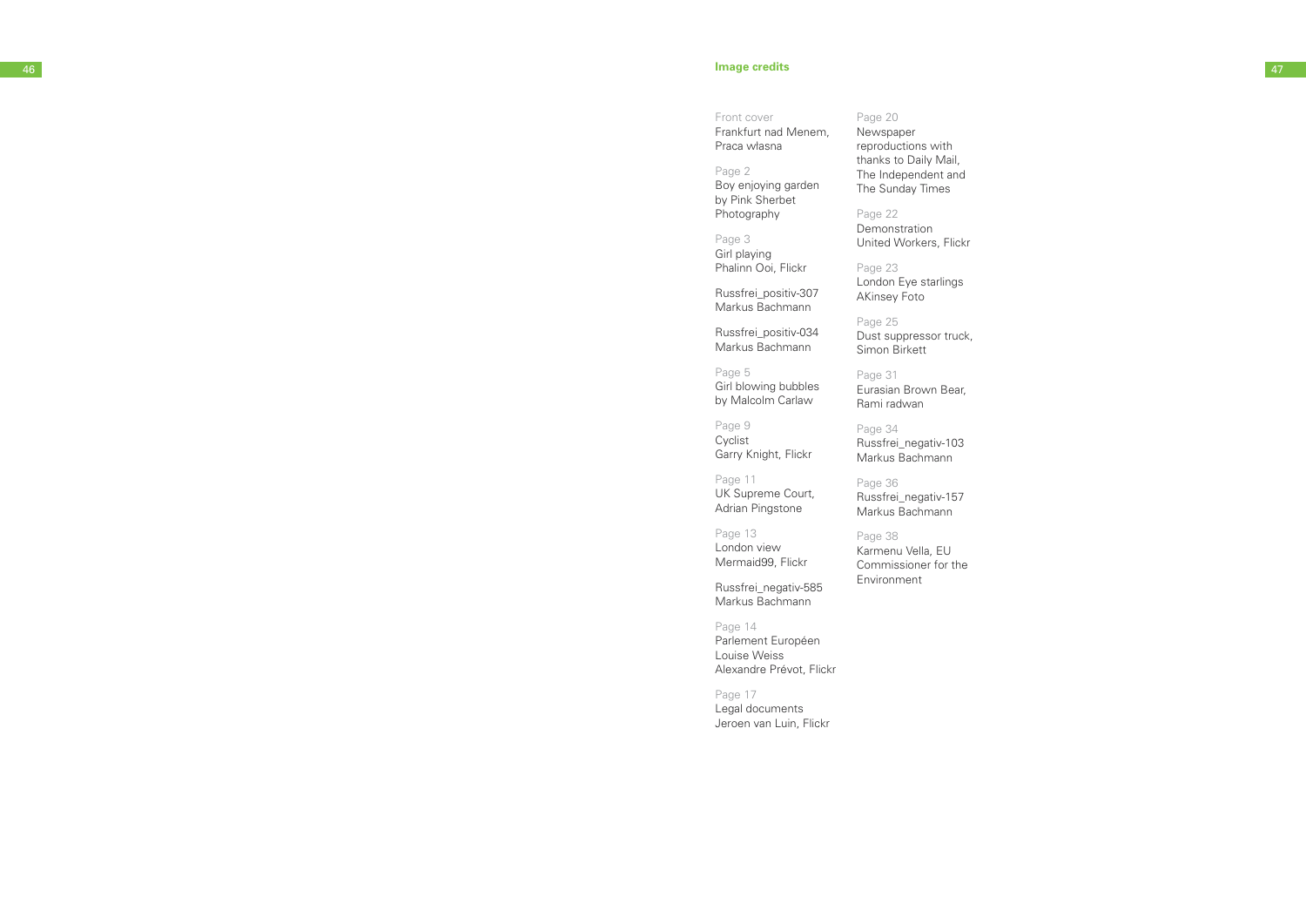## Image credits

Front cover
Frankfurt nad Menem, Praca własna

Page 2
Boy enjoying garden by Pink Sherbet Photography

Page 3
Girl playing
Phalinn Ooi, Flickr

Russfrei_positiv-307
Markus Bachmann

Russfrei_positiv-034
Markus Bachmann

Page 5
Girl blowing bubbles by Malcolm Carlaw

Page 9
Cyclist
Garry Knight, Flickr

Page 11
UK Supreme Court, Adrian Pingstone

Page 13
London view
Mermaid99, Flickr

Russfrei_negativ-585
Markus Bachmann

Page 14
Parlement Européen Louise Weiss
Alexandre Prévot, Flickr

Page 17
Legal documents
Jeroen van Luin, Flickr

Page 20
Newspaper reproductions with thanks to Daily Mail, The Independent and The Sunday Times

Page 22
Demonstration
United Workers, Flickr

Page 23
London Eye starlings
AKinsey Foto

Page 25
Dust suppressor truck, Simon Birkett

Page 31
Eurasian Brown Bear, Rami radwan

Page 34
Russfrei_negativ-103
Markus Bachmann

Page 36
Russfrei_negativ-157
Markus Bachmann

Page 38
Karmenu Vella, EU Commissioner for the Environment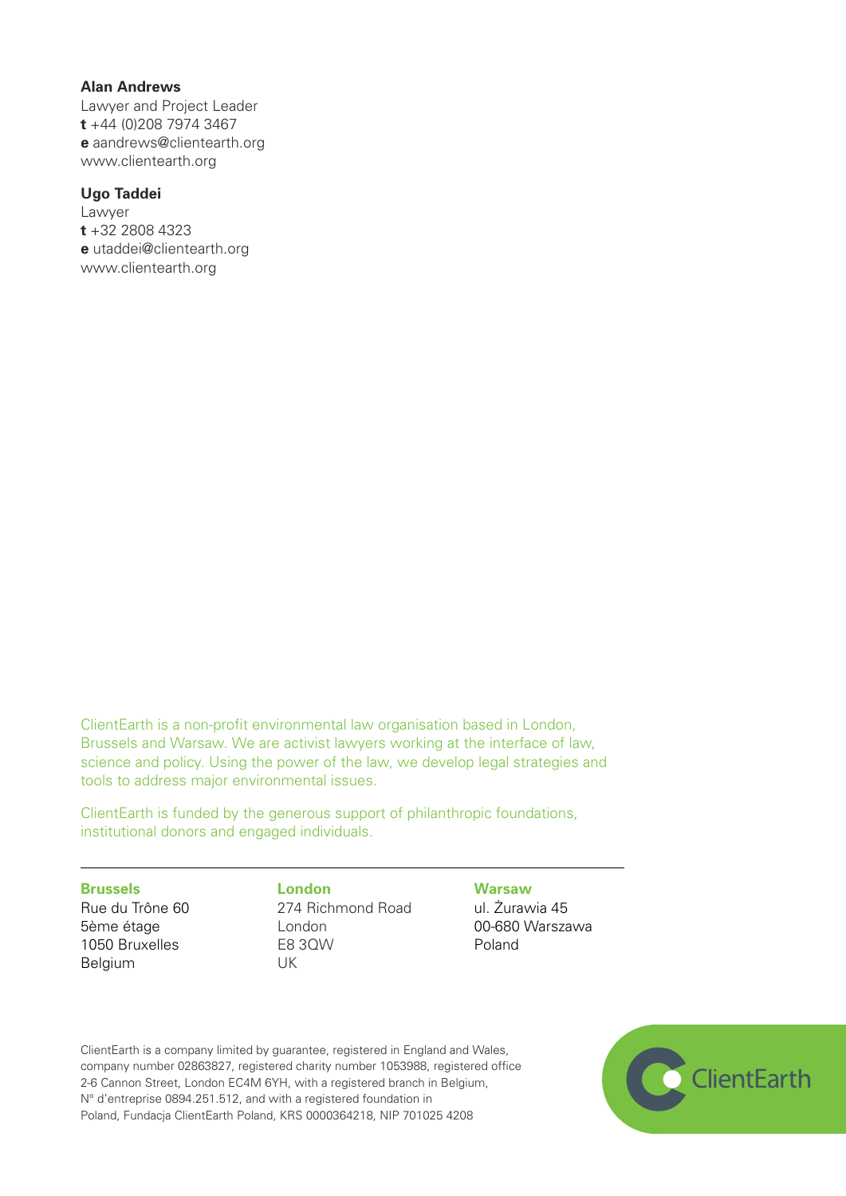**Alan Andrews**
Lawyer and Project Leader
**t** +44 (0)208 7974 3467
**e** aandrews@clientearth.org
www.clientearth.org

**Ugo Taddei**
Lawyer
**t** +32 2808 4323
**e** utaddei@clientearth.org
www.clientearth.org

ClientEarth is a non-profit environmental law organisation based in London, Brussels and Warsaw. We are activist lawyers working at the interface of law, science and policy. Using the power of the law, we develop legal strategies and tools to address major environmental issues.

ClientEarth is funded by the generous support of philanthropic foundations, institutional donors and engaged individuals.

---

**Brussels**
Rue du Trône 60
5ème étage
1050 Bruxelles
Belgium

**London**
274 Richmond Road
London
E8 3QW
UK

**Warsaw**
ul. Żurawia 45
00-680 Warszawa
Poland

ClientEarth is a company limited by guarantee, registered in England and Wales, company number 02863827, registered charity number 1053988, registered office 2-6 Cannon Street, London EC4M 6YH, with a registered branch in Belgium, N° d'entreprise 0894.251.512, and with a registered foundation in Poland, Fundacja ClientEarth Poland, KRS 0000364218, NIP 701025 4208

ClientEarth